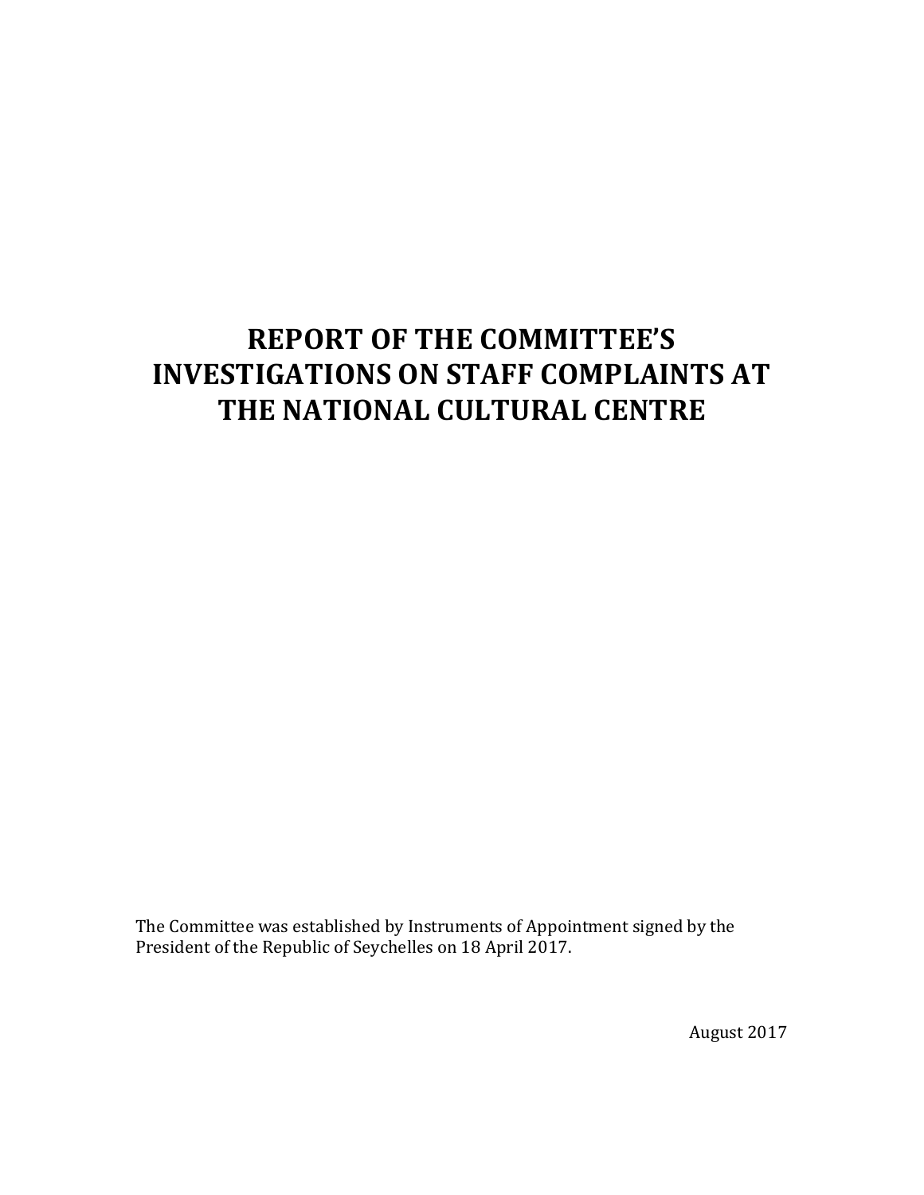# REPORT OF THE COMMITTEE'S INVESTIGATIONS ON STAFF COMPLAINTS AT THE NATIONAL CULTURAL CENTRE

The Committee was established by Instruments of Appointment signed by the President of the Republic of Seychelles on 18 April 2017.

August 2017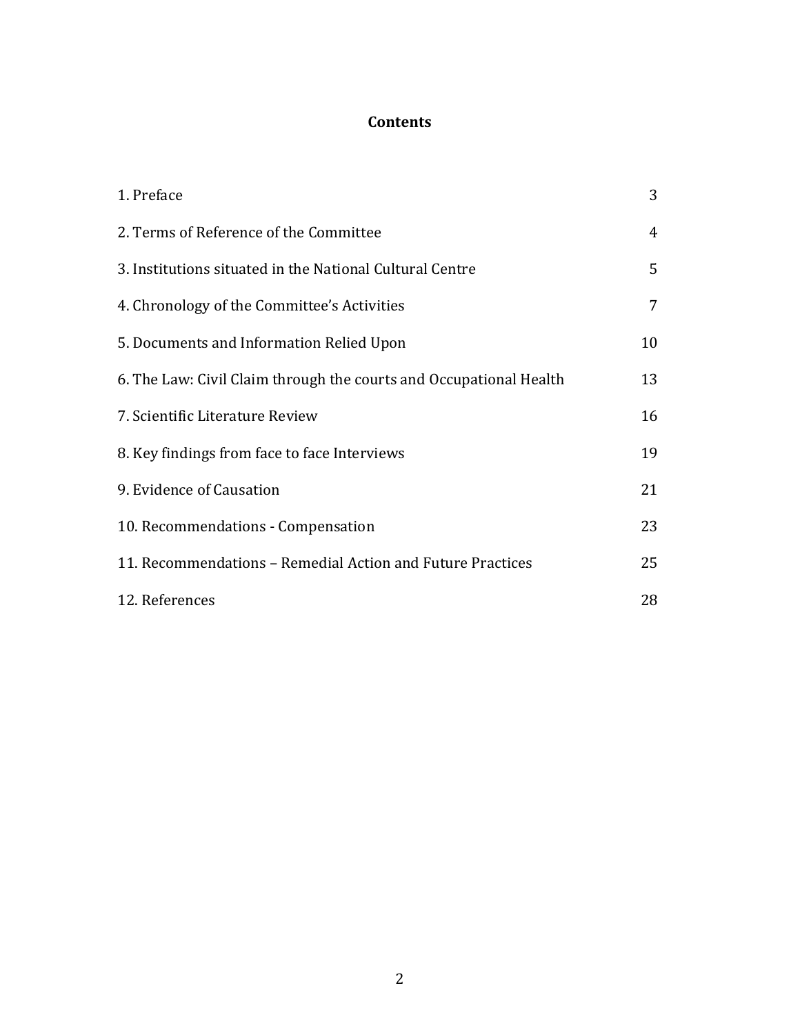# Contents

| | |
|---|---|
| 1. Preface | 3 |
| 2. Terms of Reference of the Committee | 4 |
| 3. Institutions situated in the National Cultural Centre | 5 |
| 4. Chronology of the Committee's Activities | 7 |
| 5. Documents and Information Relied Upon | 10 |
| 6. The Law: Civil Claim through the courts and Occupational Health | 13 |
| 7. Scientific Literature Review | 16 |
| 8. Key findings from face to face Interviews | 19 |
| 9. Evidence of Causation | 21 |
| 10. Recommendations - Compensation | 23 |
| 11. Recommendations – Remedial Action and Future Practices | 25 |
| 12. References | 28 |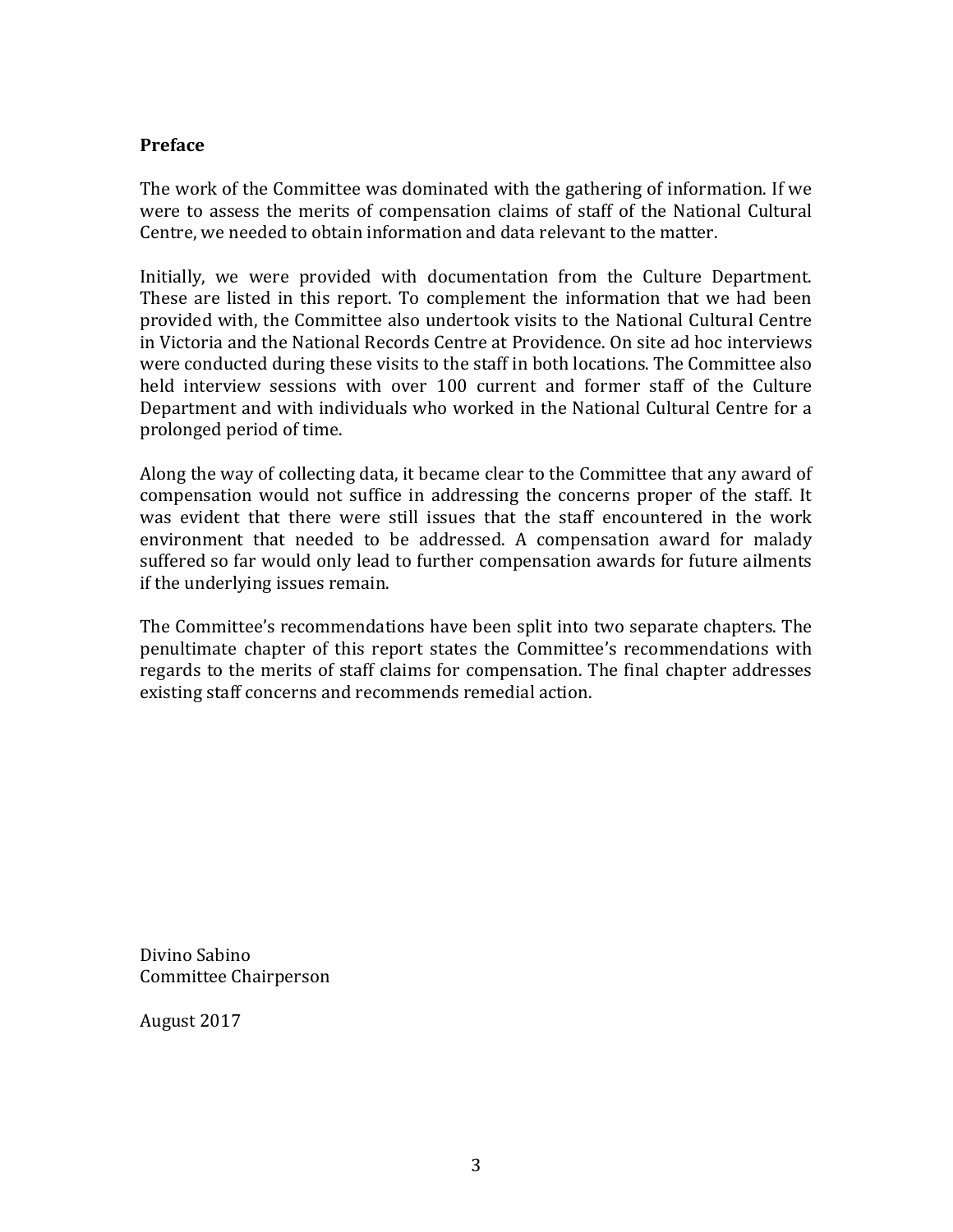## Preface

The work of the Committee was dominated with the gathering of information. If we were to assess the merits of compensation claims of staff of the National Cultural Centre, we needed to obtain information and data relevant to the matter.

Initially, we were provided with documentation from the Culture Department. These are listed in this report. To complement the information that we had been provided with, the Committee also undertook visits to the National Cultural Centre in Victoria and the National Records Centre at Providence. On site ad hoc interviews were conducted during these visits to the staff in both locations. The Committee also held interview sessions with over 100 current and former staff of the Culture Department and with individuals who worked in the National Cultural Centre for a prolonged period of time.

Along the way of collecting data, it became clear to the Committee that any award of compensation would not suffice in addressing the concerns proper of the staff. It was evident that there were still issues that the staff encountered in the work environment that needed to be addressed. A compensation award for malady suffered so far would only lead to further compensation awards for future ailments if the underlying issues remain.

The Committee's recommendations have been split into two separate chapters. The penultimate chapter of this report states the Committee's recommendations with regards to the merits of staff claims for compensation. The final chapter addresses existing staff concerns and recommends remedial action.

Divino Sabino
Committee Chairperson

August 2017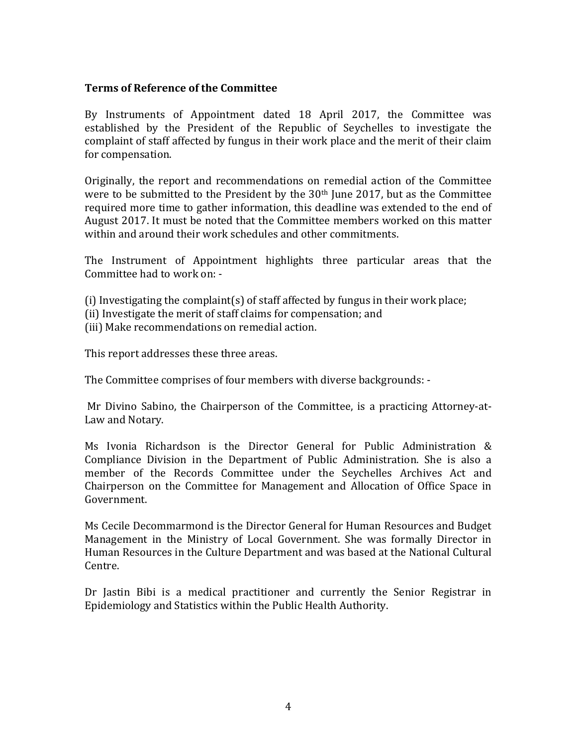**Terms of Reference of the Committee**

By Instruments of Appointment dated 18 April 2017, the Committee was established by the President of the Republic of Seychelles to investigate the complaint of staff affected by fungus in their work place and the merit of their claim for compensation.

Originally, the report and recommendations on remedial action of the Committee were to be submitted to the President by the 30th June 2017, but as the Committee required more time to gather information, this deadline was extended to the end of August 2017. It must be noted that the Committee members worked on this matter within and around their work schedules and other commitments.

The Instrument of Appointment highlights three particular areas that the Committee had to work on: -

(i) Investigating the complaint(s) of staff affected by fungus in their work place;
(ii) Investigate the merit of staff claims for compensation; and
(iii) Make recommendations on remedial action.

This report addresses these three areas.

The Committee comprises of four members with diverse backgrounds: -

Mr Divino Sabino, the Chairperson of the Committee, is a practicing Attorney-at-Law and Notary.

Ms Ivonia Richardson is the Director General for Public Administration & Compliance Division in the Department of Public Administration. She is also a member of the Records Committee under the Seychelles Archives Act and Chairperson on the Committee for Management and Allocation of Office Space in Government.

Ms Cecile Decommarmond is the Director General for Human Resources and Budget Management in the Ministry of Local Government. She was formally Director in Human Resources in the Culture Department and was based at the National Cultural Centre.

Dr Jastin Bibi is a medical practitioner and currently the Senior Registrar in Epidemiology and Statistics within the Public Health Authority.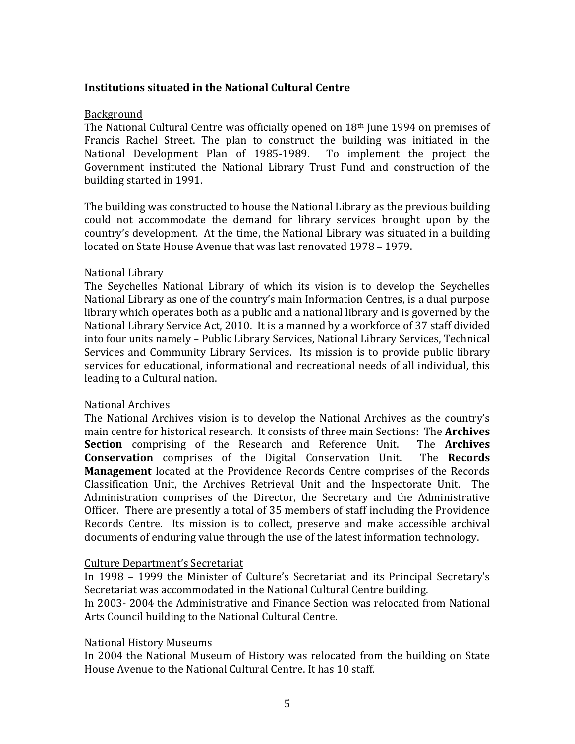**Institutions situated in the National Cultural Centre**

Background

The National Cultural Centre was officially opened on 18th June 1994 on premises of Francis Rachel Street. The plan to construct the building was initiated in the National Development Plan of 1985-1989. To implement the project the Government instituted the National Library Trust Fund and construction of the building started in 1991.

The building was constructed to house the National Library as the previous building could not accommodate the demand for library services brought upon by the country's development. At the time, the National Library was situated in a building located on State House Avenue that was last renovated 1978 – 1979.

National Library

The Seychelles National Library of which its vision is to develop the Seychelles National Library as one of the country's main Information Centres, is a dual purpose library which operates both as a public and a national library and is governed by the National Library Service Act, 2010. It is a manned by a workforce of 37 staff divided into four units namely – Public Library Services, National Library Services, Technical Services and Community Library Services. Its mission is to provide public library services for educational, informational and recreational needs of all individual, this leading to a Cultural nation.

National Archives

The National Archives vision is to develop the National Archives as the country's main centre for historical research. It consists of three main Sections: The **Archives Section** comprising of the Research and Reference Unit. The **Archives Conservation** comprises of the Digital Conservation Unit. The **Records Management** located at the Providence Records Centre comprises of the Records Classification Unit, the Archives Retrieval Unit and the Inspectorate Unit. The Administration comprises of the Director, the Secretary and the Administrative Officer. There are presently a total of 35 members of staff including the Providence Records Centre. Its mission is to collect, preserve and make accessible archival documents of enduring value through the use of the latest information technology.

Culture Department's Secretariat

In 1998 – 1999 the Minister of Culture's Secretariat and its Principal Secretary's Secretariat was accommodated in the National Cultural Centre building.

In 2003- 2004 the Administrative and Finance Section was relocated from National Arts Council building to the National Cultural Centre.

National History Museums

In 2004 the National Museum of History was relocated from the building on State House Avenue to the National Cultural Centre. It has 10 staff.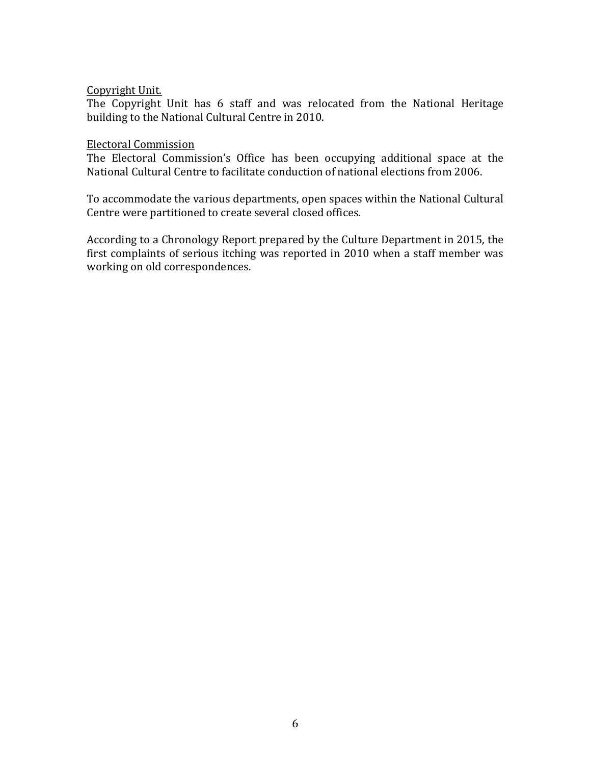Copyright Unit.

The Copyright Unit has 6 staff and was relocated from the National Heritage building to the National Cultural Centre in 2010.

Electoral Commission

The Electoral Commission's Office has been occupying additional space at the National Cultural Centre to facilitate conduction of national elections from 2006.

To accommodate the various departments, open spaces within the National Cultural Centre were partitioned to create several closed offices.

According to a Chronology Report prepared by the Culture Department in 2015, the first complaints of serious itching was reported in 2010 when a staff member was working on old correspondences.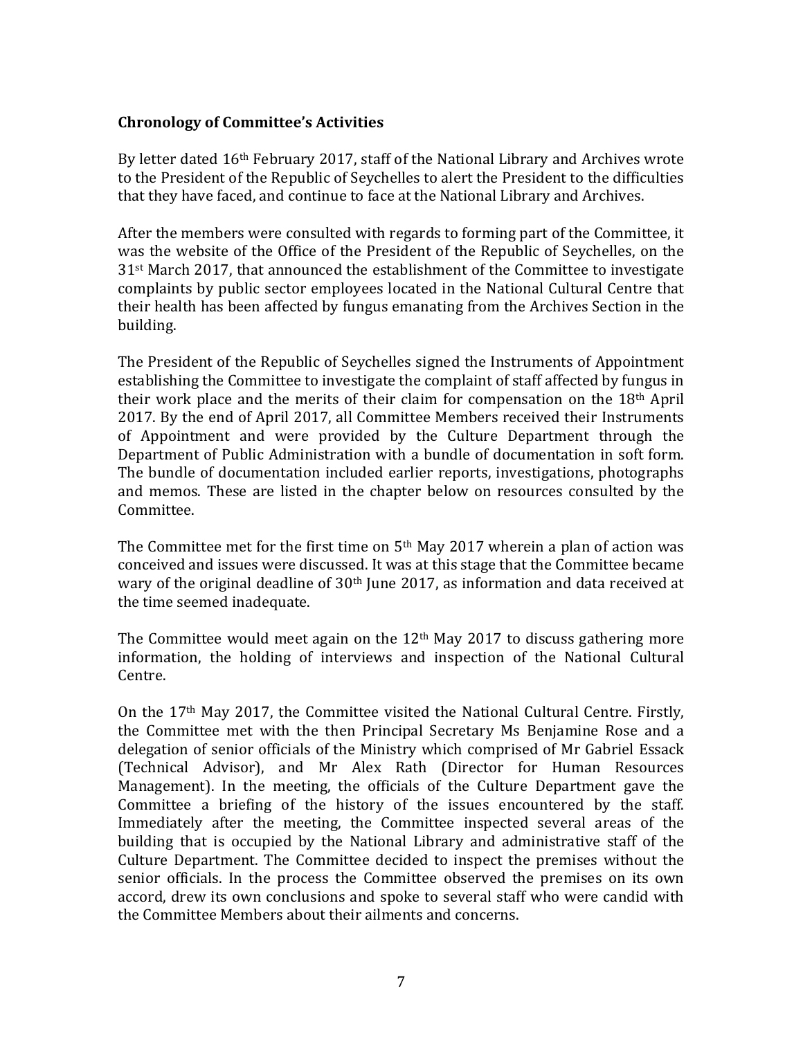## Chronology of Committee's Activities

By letter dated 16th February 2017, staff of the National Library and Archives wrote to the President of the Republic of Seychelles to alert the President to the difficulties that they have faced, and continue to face at the National Library and Archives.

After the members were consulted with regards to forming part of the Committee, it was the website of the Office of the President of the Republic of Seychelles, on the 31st March 2017, that announced the establishment of the Committee to investigate complaints by public sector employees located in the National Cultural Centre that their health has been affected by fungus emanating from the Archives Section in the building.

The President of the Republic of Seychelles signed the Instruments of Appointment establishing the Committee to investigate the complaint of staff affected by fungus in their work place and the merits of their claim for compensation on the 18th April 2017. By the end of April 2017, all Committee Members received their Instruments of Appointment and were provided by the Culture Department through the Department of Public Administration with a bundle of documentation in soft form. The bundle of documentation included earlier reports, investigations, photographs and memos. These are listed in the chapter below on resources consulted by the Committee.

The Committee met for the first time on 5th May 2017 wherein a plan of action was conceived and issues were discussed. It was at this stage that the Committee became wary of the original deadline of 30th June 2017, as information and data received at the time seemed inadequate.

The Committee would meet again on the 12th May 2017 to discuss gathering more information, the holding of interviews and inspection of the National Cultural Centre.

On the 17th May 2017, the Committee visited the National Cultural Centre. Firstly, the Committee met with the then Principal Secretary Ms Benjamine Rose and a delegation of senior officials of the Ministry which comprised of Mr Gabriel Essack (Technical Advisor), and Mr Alex Rath (Director for Human Resources Management). In the meeting, the officials of the Culture Department gave the Committee a briefing of the history of the issues encountered by the staff. Immediately after the meeting, the Committee inspected several areas of the building that is occupied by the National Library and administrative staff of the Culture Department. The Committee decided to inspect the premises without the senior officials. In the process the Committee observed the premises on its own accord, drew its own conclusions and spoke to several staff who were candid with the Committee Members about their ailments and concerns.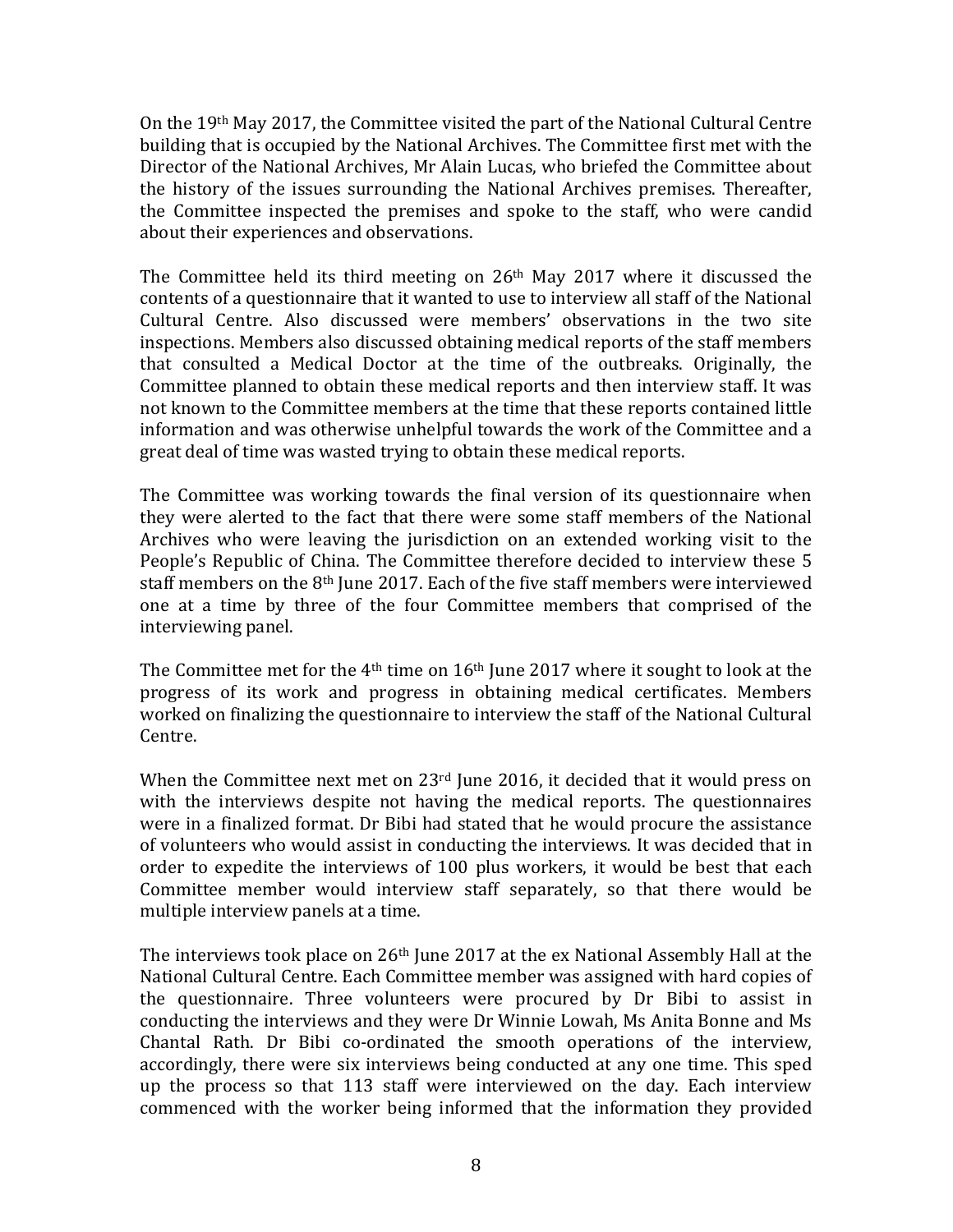On the 19th May 2017, the Committee visited the part of the National Cultural Centre building that is occupied by the National Archives. The Committee first met with the Director of the National Archives, Mr Alain Lucas, who briefed the Committee about the history of the issues surrounding the National Archives premises. Thereafter, the Committee inspected the premises and spoke to the staff, who were candid about their experiences and observations.

The Committee held its third meeting on 26th May 2017 where it discussed the contents of a questionnaire that it wanted to use to interview all staff of the National Cultural Centre. Also discussed were members' observations in the two site inspections. Members also discussed obtaining medical reports of the staff members that consulted a Medical Doctor at the time of the outbreaks. Originally, the Committee planned to obtain these medical reports and then interview staff. It was not known to the Committee members at the time that these reports contained little information and was otherwise unhelpful towards the work of the Committee and a great deal of time was wasted trying to obtain these medical reports.

The Committee was working towards the final version of its questionnaire when they were alerted to the fact that there were some staff members of the National Archives who were leaving the jurisdiction on an extended working visit to the People's Republic of China. The Committee therefore decided to interview these 5 staff members on the 8th June 2017. Each of the five staff members were interviewed one at a time by three of the four Committee members that comprised of the interviewing panel.

The Committee met for the 4th time on 16th June 2017 where it sought to look at the progress of its work and progress in obtaining medical certificates. Members worked on finalizing the questionnaire to interview the staff of the National Cultural Centre.

When the Committee next met on 23rd June 2016, it decided that it would press on with the interviews despite not having the medical reports. The questionnaires were in a finalized format. Dr Bibi had stated that he would procure the assistance of volunteers who would assist in conducting the interviews. It was decided that in order to expedite the interviews of 100 plus workers, it would be best that each Committee member would interview staff separately, so that there would be multiple interview panels at a time.

The interviews took place on 26th June 2017 at the ex National Assembly Hall at the National Cultural Centre. Each Committee member was assigned with hard copies of the questionnaire. Three volunteers were procured by Dr Bibi to assist in conducting the interviews and they were Dr Winnie Lowah, Ms Anita Bonne and Ms Chantal Rath. Dr Bibi co-ordinated the smooth operations of the interview, accordingly, there were six interviews being conducted at any one time. This sped up the process so that 113 staff were interviewed on the day. Each interview commenced with the worker being informed that the information they provided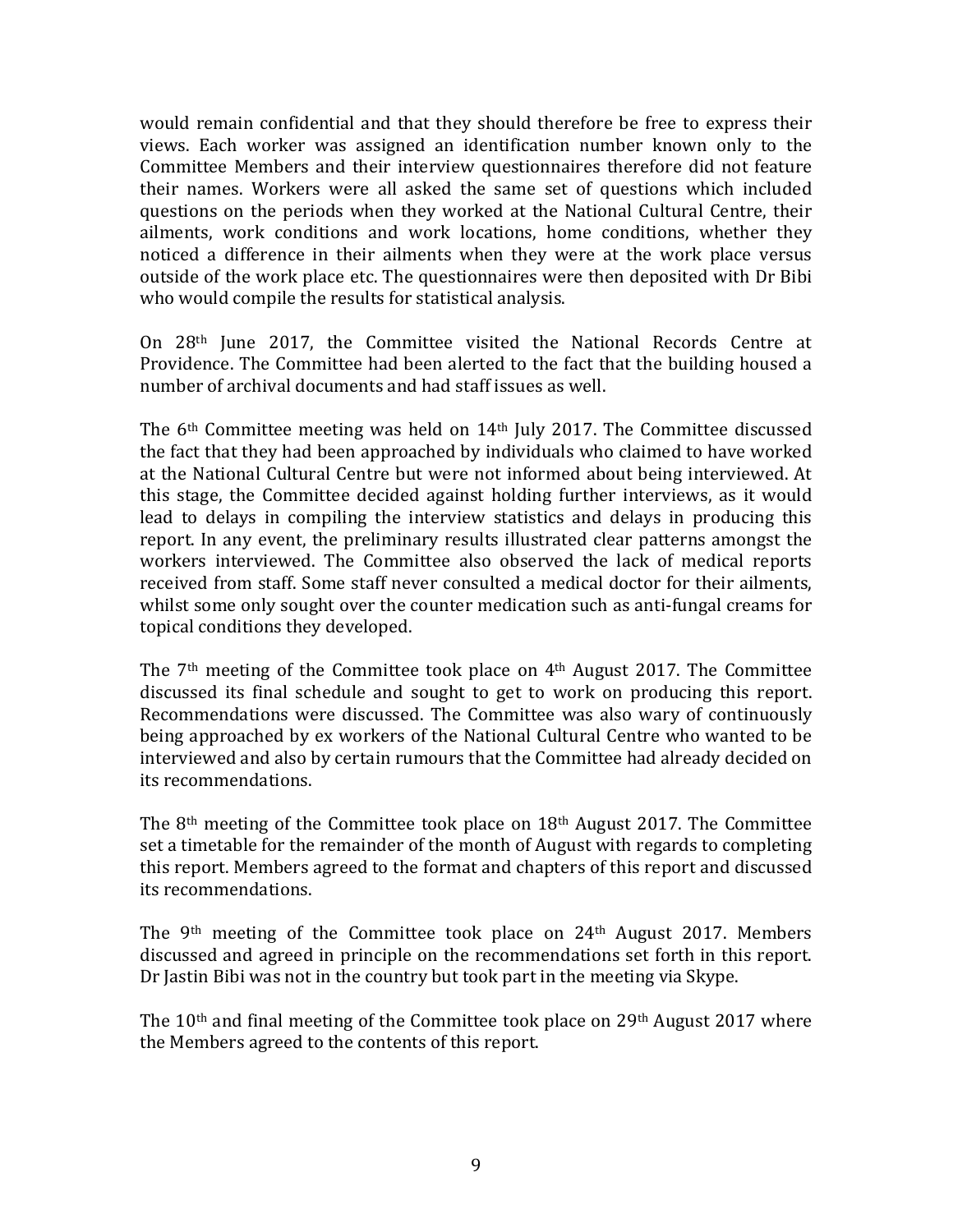would remain confidential and that they should therefore be free to express their views. Each worker was assigned an identification number known only to the Committee Members and their interview questionnaires therefore did not feature their names. Workers were all asked the same set of questions which included questions on the periods when they worked at the National Cultural Centre, their ailments, work conditions and work locations, home conditions, whether they noticed a difference in their ailments when they were at the work place versus outside of the work place etc. The questionnaires were then deposited with Dr Bibi who would compile the results for statistical analysis.

On 28th June 2017, the Committee visited the National Records Centre at Providence. The Committee had been alerted to the fact that the building housed a number of archival documents and had staff issues as well.

The 6th Committee meeting was held on 14th July 2017. The Committee discussed the fact that they had been approached by individuals who claimed to have worked at the National Cultural Centre but were not informed about being interviewed. At this stage, the Committee decided against holding further interviews, as it would lead to delays in compiling the interview statistics and delays in producing this report. In any event, the preliminary results illustrated clear patterns amongst the workers interviewed. The Committee also observed the lack of medical reports received from staff. Some staff never consulted a medical doctor for their ailments, whilst some only sought over the counter medication such as anti-fungal creams for topical conditions they developed.

The 7th meeting of the Committee took place on 4th August 2017. The Committee discussed its final schedule and sought to get to work on producing this report. Recommendations were discussed. The Committee was also wary of continuously being approached by ex workers of the National Cultural Centre who wanted to be interviewed and also by certain rumours that the Committee had already decided on its recommendations.

The 8th meeting of the Committee took place on 18th August 2017. The Committee set a timetable for the remainder of the month of August with regards to completing this report. Members agreed to the format and chapters of this report and discussed its recommendations.

The 9th meeting of the Committee took place on 24th August 2017. Members discussed and agreed in principle on the recommendations set forth in this report. Dr Jastin Bibi was not in the country but took part in the meeting via Skype.

The 10th and final meeting of the Committee took place on 29th August 2017 where the Members agreed to the contents of this report.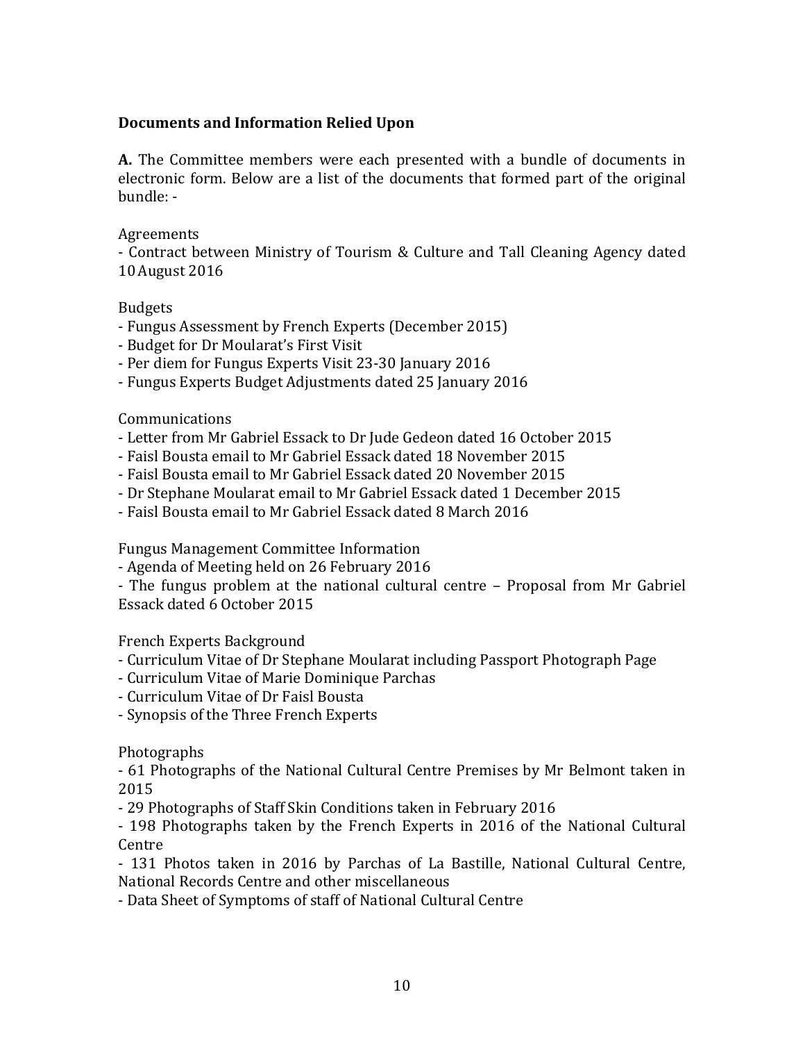**Documents and Information Relied Upon**

**A.** The Committee members were each presented with a bundle of documents in electronic form. Below are a list of the documents that formed part of the original bundle: -

Agreements

- Contract between Ministry of Tourism & Culture and Tall Cleaning Agency dated 10 August 2016

Budgets

- Fungus Assessment by French Experts (December 2015)
- Budget for Dr Moularat's First Visit
- Per diem for Fungus Experts Visit 23-30 January 2016
- Fungus Experts Budget Adjustments dated 25 January 2016

Communications

- Letter from Mr Gabriel Essack to Dr Jude Gedeon dated 16 October 2015
- Faisl Bousta email to Mr Gabriel Essack dated 18 November 2015
- Faisl Bousta email to Mr Gabriel Essack dated 20 November 2015
- Dr Stephane Moularat email to Mr Gabriel Essack dated 1 December 2015
- Faisl Bousta email to Mr Gabriel Essack dated 8 March 2016

Fungus Management Committee Information

- Agenda of Meeting held on 26 February 2016
- The fungus problem at the national cultural centre – Proposal from Mr Gabriel Essack dated 6 October 2015

French Experts Background

- Curriculum Vitae of Dr Stephane Moularat including Passport Photograph Page
- Curriculum Vitae of Marie Dominique Parchas
- Curriculum Vitae of Dr Faisl Bousta
- Synopsis of the Three French Experts

Photographs

- 61 Photographs of the National Cultural Centre Premises by Mr Belmont taken in 2015
- 29 Photographs of Staff Skin Conditions taken in February 2016
- 198 Photographs taken by the French Experts in 2016 of the National Cultural Centre
- 131 Photos taken in 2016 by Parchas of La Bastille, National Cultural Centre, National Records Centre and other miscellaneous
- Data Sheet of Symptoms of staff of National Cultural Centre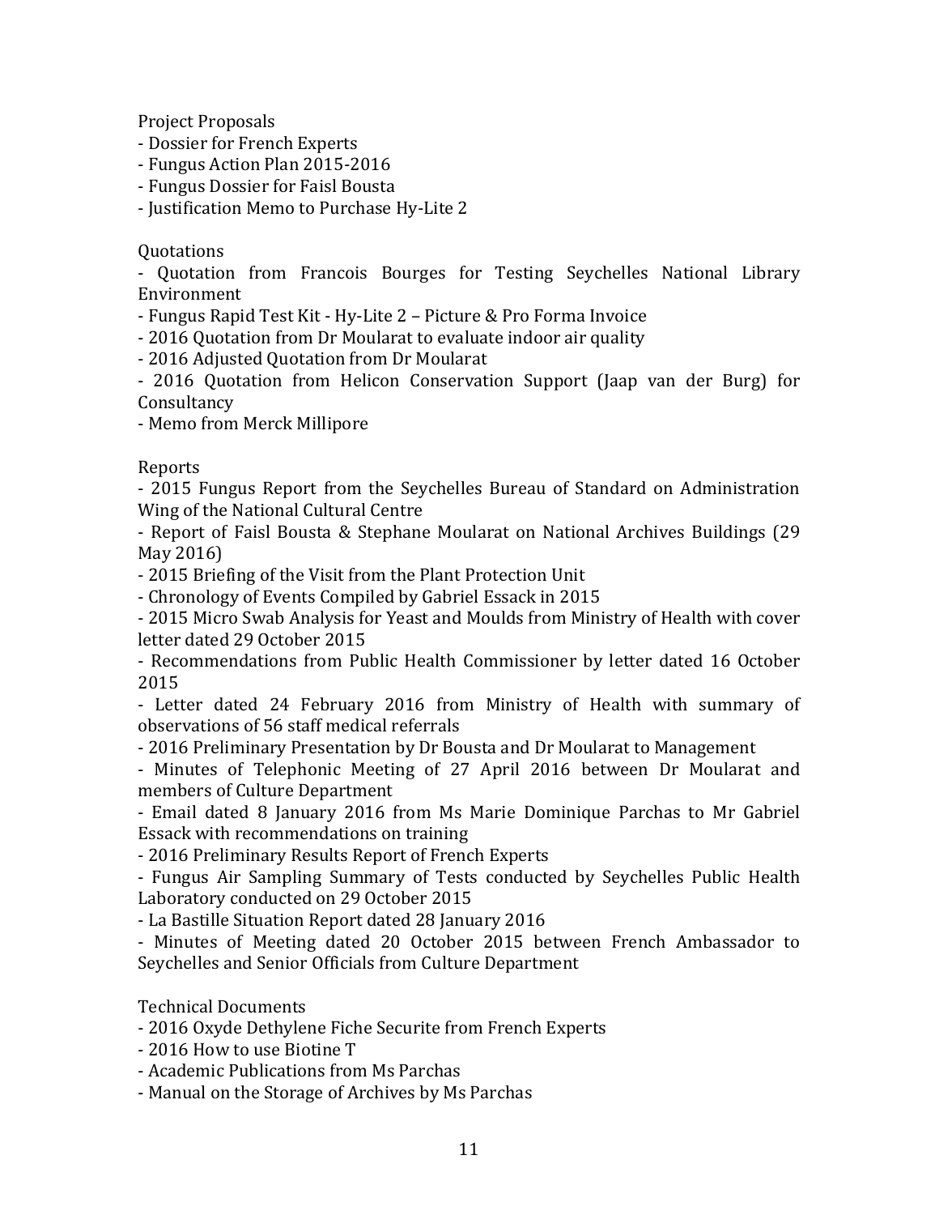Project Proposals

- Dossier for French Experts
- Fungus Action Plan 2015-2016
- Fungus Dossier for Faisl Bousta
- Justification Memo to Purchase Hy-Lite 2

Quotations

- Quotation from Francois Bourges for Testing Seychelles National Library Environment
- Fungus Rapid Test Kit - Hy-Lite 2 – Picture & Pro Forma Invoice
- 2016 Quotation from Dr Moularat to evaluate indoor air quality
- 2016 Adjusted Quotation from Dr Moularat
- 2016 Quotation from Helicon Conservation Support (Jaap van der Burg) for Consultancy
- Memo from Merck Millipore

Reports

- 2015 Fungus Report from the Seychelles Bureau of Standard on Administration Wing of the National Cultural Centre
- Report of Faisl Bousta & Stephane Moularat on National Archives Buildings (29 May 2016)
- 2015 Briefing of the Visit from the Plant Protection Unit
- Chronology of Events Compiled by Gabriel Essack in 2015
- 2015 Micro Swab Analysis for Yeast and Moulds from Ministry of Health with cover letter dated 29 October 2015
- Recommendations from Public Health Commissioner by letter dated 16 October 2015
- Letter dated 24 February 2016 from Ministry of Health with summary of observations of 56 staff medical referrals
- 2016 Preliminary Presentation by Dr Bousta and Dr Moularat to Management
- Minutes of Telephonic Meeting of 27 April 2016 between Dr Moularat and members of Culture Department
- Email dated 8 January 2016 from Ms Marie Dominique Parchas to Mr Gabriel Essack with recommendations on training
- 2016 Preliminary Results Report of French Experts
- Fungus Air Sampling Summary of Tests conducted by Seychelles Public Health Laboratory conducted on 29 October 2015
- La Bastille Situation Report dated 28 January 2016
- Minutes of Meeting dated 20 October 2015 between French Ambassador to Seychelles and Senior Officials from Culture Department

Technical Documents

- 2016 Oxyde Dethylene Fiche Securite from French Experts
- 2016 How to use Biotine T
- Academic Publications from Ms Parchas
- Manual on the Storage of Archives by Ms Parchas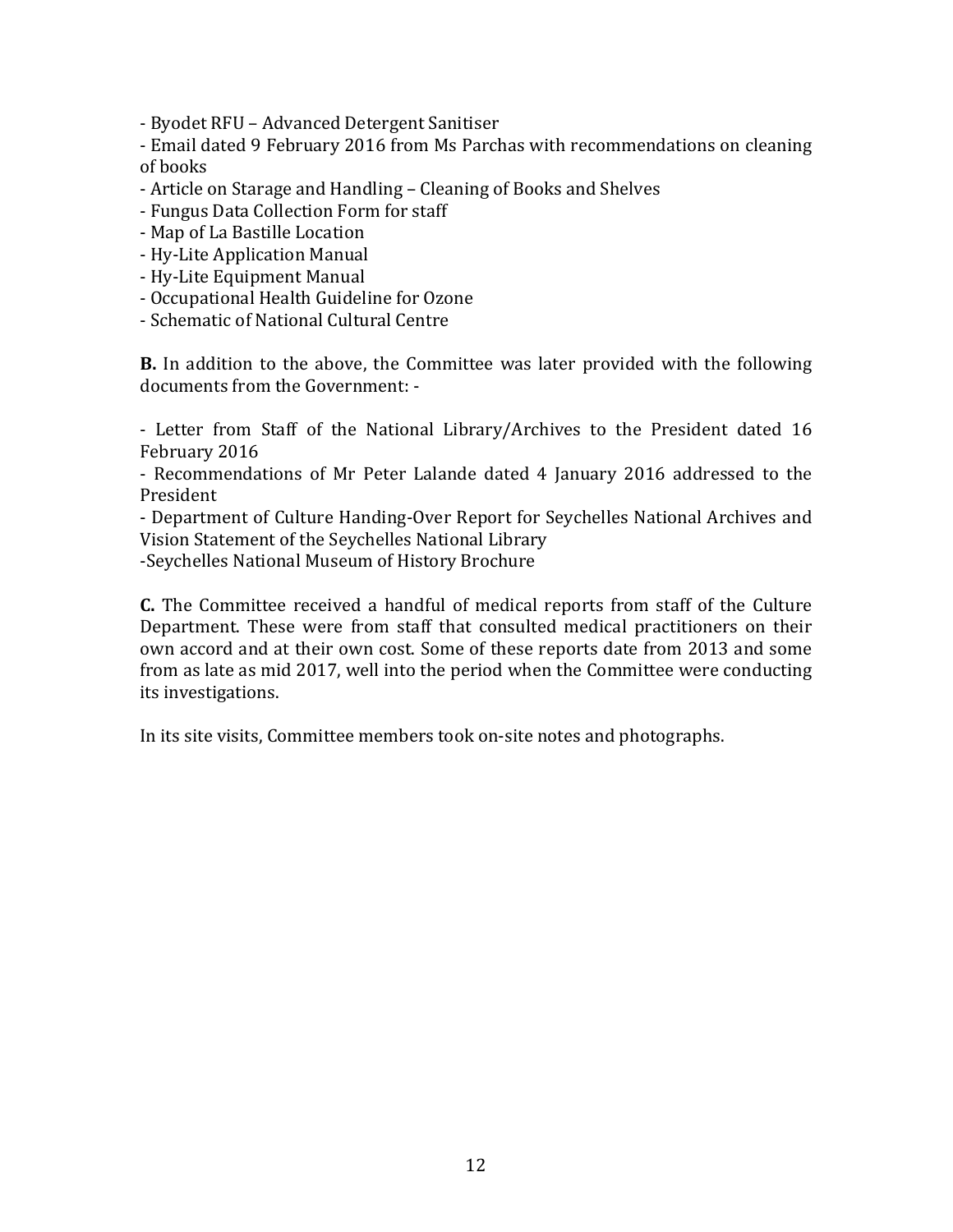- Byodet RFU – Advanced Detergent Sanitiser
- Email dated 9 February 2016 from Ms Parchas with recommendations on cleaning of books
- Article on Starage and Handling – Cleaning of Books and Shelves
- Fungus Data Collection Form for staff
- Map of La Bastille Location
- Hy-Lite Application Manual
- Hy-Lite Equipment Manual
- Occupational Health Guideline for Ozone
- Schematic of National Cultural Centre

**B.** In addition to the above, the Committee was later provided with the following documents from the Government: -

- Letter from Staff of the National Library/Archives to the President dated 16 February 2016
- Recommendations of Mr Peter Lalande dated 4 January 2016 addressed to the President
- Department of Culture Handing-Over Report for Seychelles National Archives and Vision Statement of the Seychelles National Library
- Seychelles National Museum of History Brochure

**C.** The Committee received a handful of medical reports from staff of the Culture Department. These were from staff that consulted medical practitioners on their own accord and at their own cost. Some of these reports date from 2013 and some from as late as mid 2017, well into the period when the Committee were conducting its investigations.

In its site visits, Committee members took on-site notes and photographs.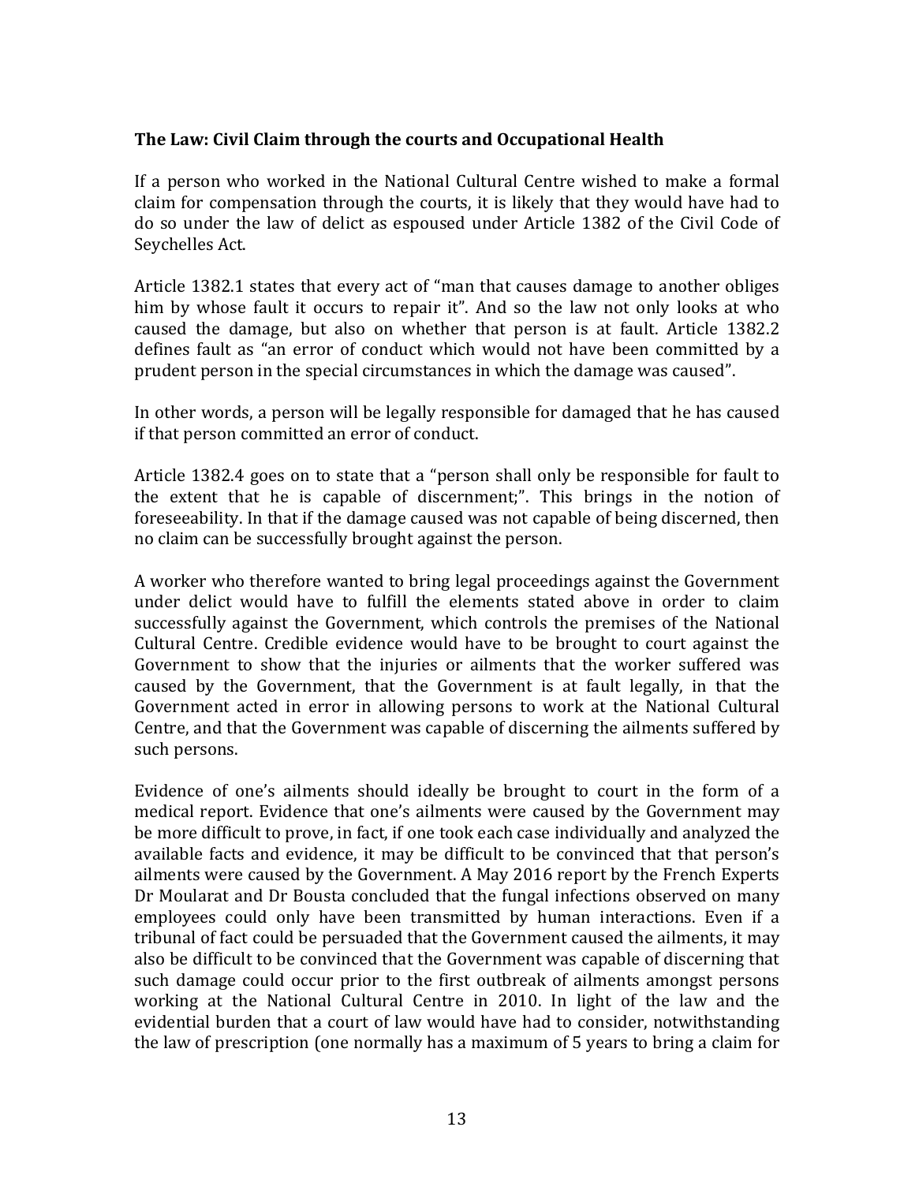**The Law: Civil Claim through the courts and Occupational Health**

If a person who worked in the National Cultural Centre wished to make a formal claim for compensation through the courts, it is likely that they would have had to do so under the law of delict as espoused under Article 1382 of the Civil Code of Seychelles Act.

Article 1382.1 states that every act of "man that causes damage to another obliges him by whose fault it occurs to repair it". And so the law not only looks at who caused the damage, but also on whether that person is at fault. Article 1382.2 defines fault as "an error of conduct which would not have been committed by a prudent person in the special circumstances in which the damage was caused".

In other words, a person will be legally responsible for damaged that he has caused if that person committed an error of conduct.

Article 1382.4 goes on to state that a "person shall only be responsible for fault to the extent that he is capable of discernment;". This brings in the notion of foreseeability. In that if the damage caused was not capable of being discerned, then no claim can be successfully brought against the person.

A worker who therefore wanted to bring legal proceedings against the Government under delict would have to fulfill the elements stated above in order to claim successfully against the Government, which controls the premises of the National Cultural Centre. Credible evidence would have to be brought to court against the Government to show that the injuries or ailments that the worker suffered was caused by the Government, that the Government is at fault legally, in that the Government acted in error in allowing persons to work at the National Cultural Centre, and that the Government was capable of discerning the ailments suffered by such persons.

Evidence of one's ailments should ideally be brought to court in the form of a medical report. Evidence that one's ailments were caused by the Government may be more difficult to prove, in fact, if one took each case individually and analyzed the available facts and evidence, it may be difficult to be convinced that that person's ailments were caused by the Government. A May 2016 report by the French Experts Dr Moularat and Dr Bousta concluded that the fungal infections observed on many employees could only have been transmitted by human interactions. Even if a tribunal of fact could be persuaded that the Government caused the ailments, it may also be difficult to be convinced that the Government was capable of discerning that such damage could occur prior to the first outbreak of ailments amongst persons working at the National Cultural Centre in 2010. In light of the law and the evidential burden that a court of law would have had to consider, notwithstanding the law of prescription (one normally has a maximum of 5 years to bring a claim for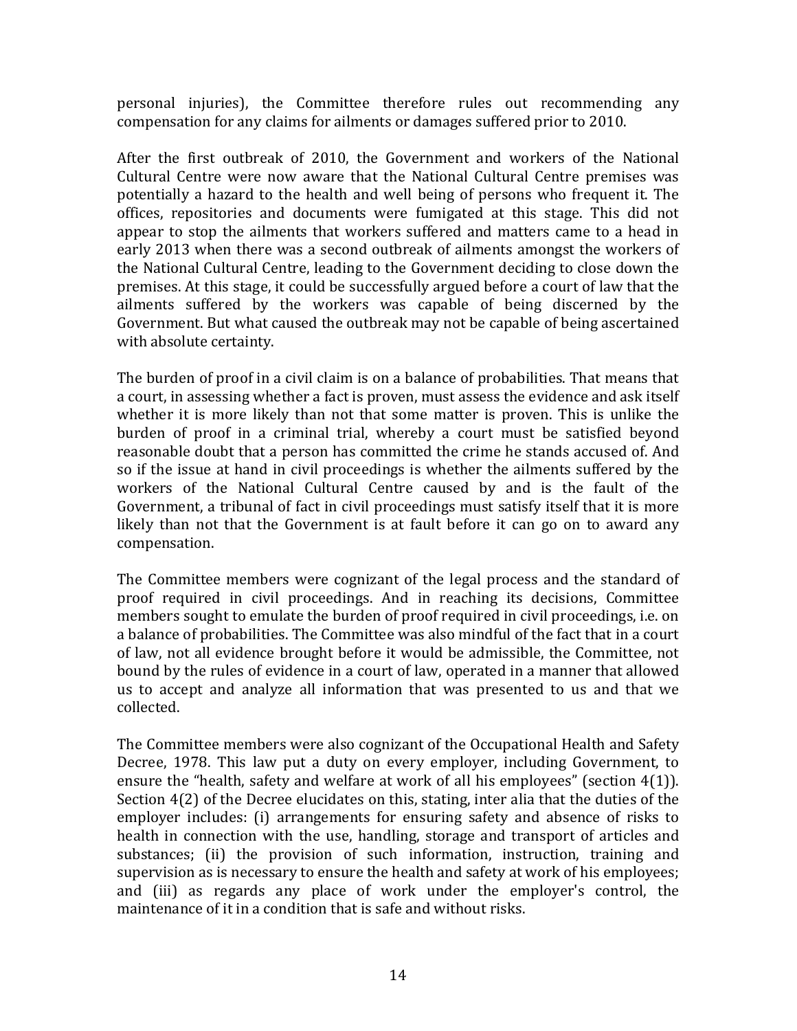personal injuries), the Committee therefore rules out recommending any compensation for any claims for ailments or damages suffered prior to 2010.

After the first outbreak of 2010, the Government and workers of the National Cultural Centre were now aware that the National Cultural Centre premises was potentially a hazard to the health and well being of persons who frequent it. The offices, repositories and documents were fumigated at this stage. This did not appear to stop the ailments that workers suffered and matters came to a head in early 2013 when there was a second outbreak of ailments amongst the workers of the National Cultural Centre, leading to the Government deciding to close down the premises. At this stage, it could be successfully argued before a court of law that the ailments suffered by the workers was capable of being discerned by the Government. But what caused the outbreak may not be capable of being ascertained with absolute certainty.

The burden of proof in a civil claim is on a balance of probabilities. That means that a court, in assessing whether a fact is proven, must assess the evidence and ask itself whether it is more likely than not that some matter is proven. This is unlike the burden of proof in a criminal trial, whereby a court must be satisfied beyond reasonable doubt that a person has committed the crime he stands accused of. And so if the issue at hand in civil proceedings is whether the ailments suffered by the workers of the National Cultural Centre caused by and is the fault of the Government, a tribunal of fact in civil proceedings must satisfy itself that it is more likely than not that the Government is at fault before it can go on to award any compensation.

The Committee members were cognizant of the legal process and the standard of proof required in civil proceedings. And in reaching its decisions, Committee members sought to emulate the burden of proof required in civil proceedings, i.e. on a balance of probabilities. The Committee was also mindful of the fact that in a court of law, not all evidence brought before it would be admissible, the Committee, not bound by the rules of evidence in a court of law, operated in a manner that allowed us to accept and analyze all information that was presented to us and that we collected.

The Committee members were also cognizant of the Occupational Health and Safety Decree, 1978. This law put a duty on every employer, including Government, to ensure the "health, safety and welfare at work of all his employees" (section 4(1)). Section 4(2) of the Decree elucidates on this, stating, inter alia that the duties of the employer includes: (i) arrangements for ensuring safety and absence of risks to health in connection with the use, handling, storage and transport of articles and substances; (ii) the provision of such information, instruction, training and supervision as is necessary to ensure the health and safety at work of his employees; and (iii) as regards any place of work under the employer's control, the maintenance of it in a condition that is safe and without risks.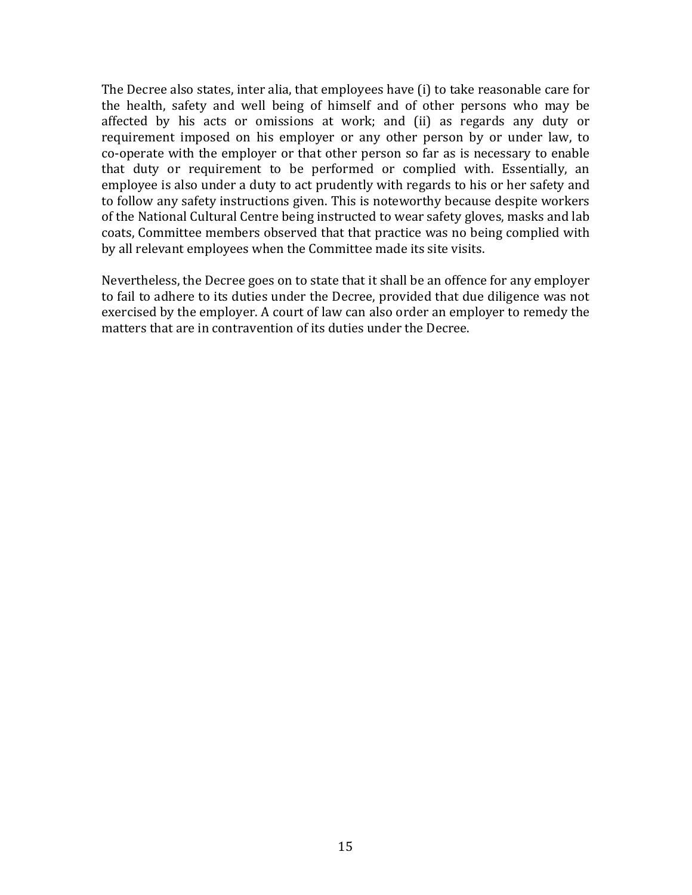The Decree also states, inter alia, that employees have (i) to take reasonable care for the health, safety and well being of himself and of other persons who may be affected by his acts or omissions at work; and (ii) as regards any duty or requirement imposed on his employer or any other person by or under law, to co-operate with the employer or that other person so far as is necessary to enable that duty or requirement to be performed or complied with. Essentially, an employee is also under a duty to act prudently with regards to his or her safety and to follow any safety instructions given. This is noteworthy because despite workers of the National Cultural Centre being instructed to wear safety gloves, masks and lab coats, Committee members observed that that practice was no being complied with by all relevant employees when the Committee made its site visits.

Nevertheless, the Decree goes on to state that it shall be an offence for any employer to fail to adhere to its duties under the Decree, provided that due diligence was not exercised by the employer. A court of law can also order an employer to remedy the matters that are in contravention of its duties under the Decree.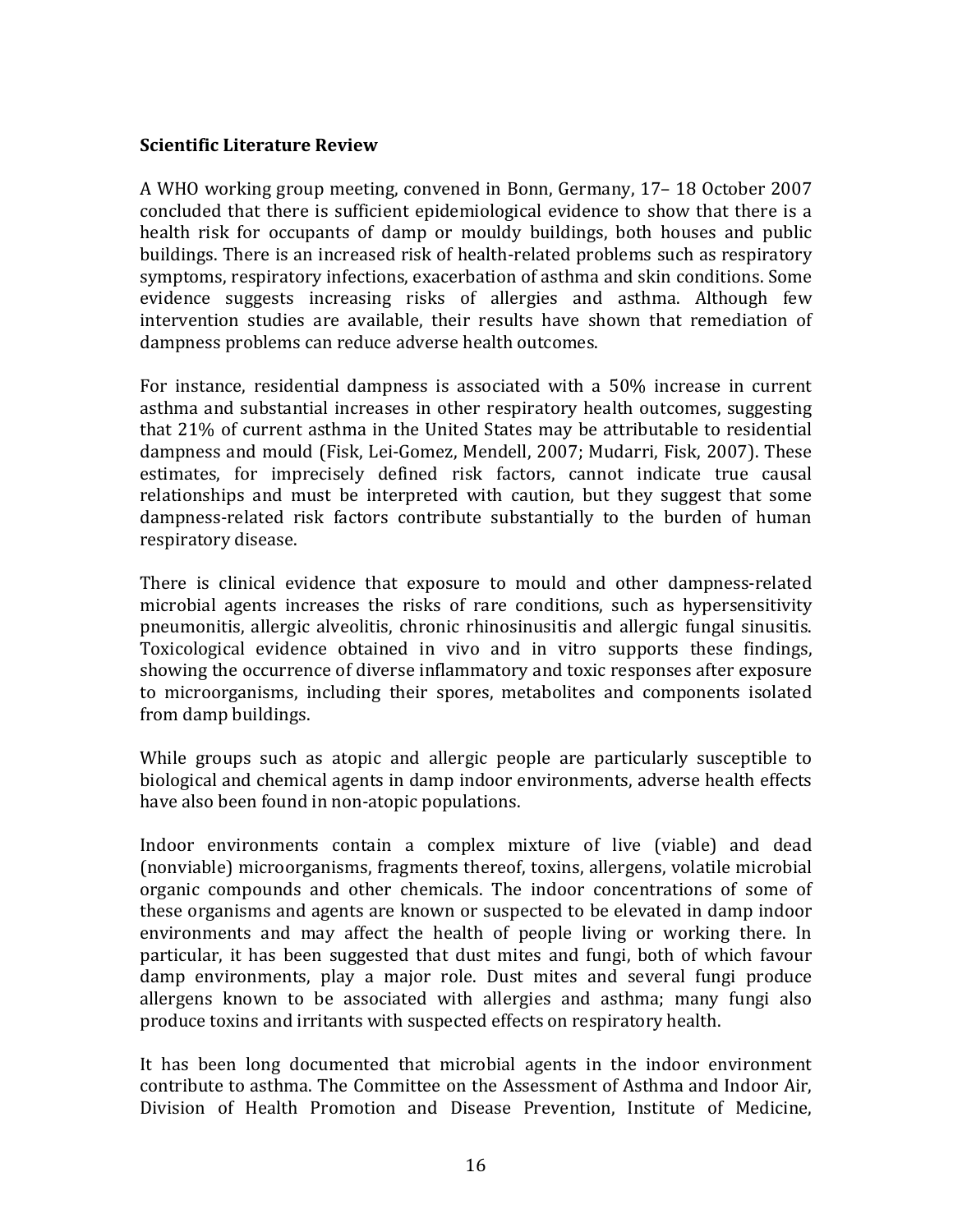## Scientific Literature Review

A WHO working group meeting, convened in Bonn, Germany, 17– 18 October 2007 concluded that there is sufficient epidemiological evidence to show that there is a health risk for occupants of damp or mouldy buildings, both houses and public buildings. There is an increased risk of health-related problems such as respiratory symptoms, respiratory infections, exacerbation of asthma and skin conditions. Some evidence suggests increasing risks of allergies and asthma. Although few intervention studies are available, their results have shown that remediation of dampness problems can reduce adverse health outcomes.

For instance, residential dampness is associated with a 50% increase in current asthma and substantial increases in other respiratory health outcomes, suggesting that 21% of current asthma in the United States may be attributable to residential dampness and mould (Fisk, Lei-Gomez, Mendell, 2007; Mudarri, Fisk, 2007). These estimates, for imprecisely defined risk factors, cannot indicate true causal relationships and must be interpreted with caution, but they suggest that some dampness-related risk factors contribute substantially to the burden of human respiratory disease.

There is clinical evidence that exposure to mould and other dampness-related microbial agents increases the risks of rare conditions, such as hypersensitivity pneumonitis, allergic alveolitis, chronic rhinosinusitis and allergic fungal sinusitis. Toxicological evidence obtained in vivo and in vitro supports these findings, showing the occurrence of diverse inflammatory and toxic responses after exposure to microorganisms, including their spores, metabolites and components isolated from damp buildings.

While groups such as atopic and allergic people are particularly susceptible to biological and chemical agents in damp indoor environments, adverse health effects have also been found in non-atopic populations.

Indoor environments contain a complex mixture of live (viable) and dead (nonviable) microorganisms, fragments thereof, toxins, allergens, volatile microbial organic compounds and other chemicals. The indoor concentrations of some of these organisms and agents are known or suspected to be elevated in damp indoor environments and may affect the health of people living or working there. In particular, it has been suggested that dust mites and fungi, both of which favour damp environments, play a major role. Dust mites and several fungi produce allergens known to be associated with allergies and asthma; many fungi also produce toxins and irritants with suspected effects on respiratory health.

It has been long documented that microbial agents in the indoor environment contribute to asthma. The Committee on the Assessment of Asthma and Indoor Air, Division of Health Promotion and Disease Prevention, Institute of Medicine,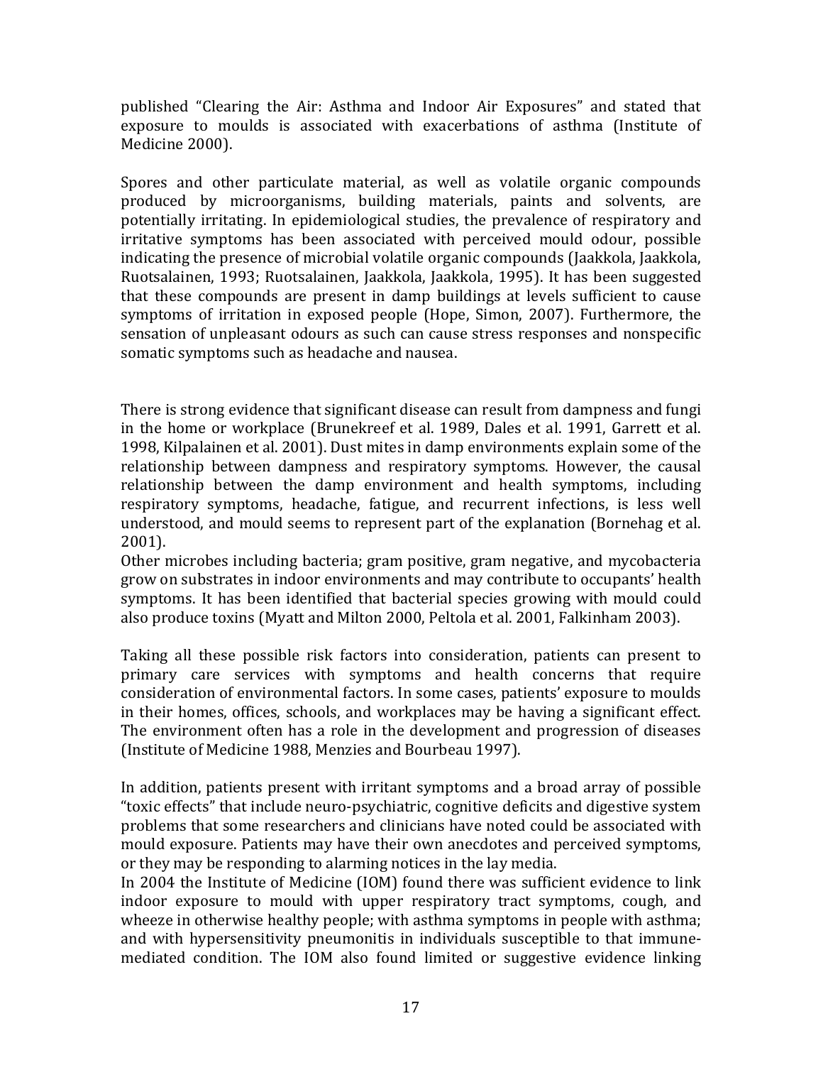published “Clearing the Air: Asthma and Indoor Air Exposures” and stated that exposure to moulds is associated with exacerbations of asthma (Institute of Medicine 2000).

Spores and other particulate material, as well as volatile organic compounds produced by microorganisms, building materials, paints and solvents, are potentially irritating. In epidemiological studies, the prevalence of respiratory and irritative symptoms has been associated with perceived mould odour, possible indicating the presence of microbial volatile organic compounds (Jaakkola, Jaakkola, Ruotsalainen, 1993; Ruotsalainen, Jaakkola, Jaakkola, 1995). It has been suggested that these compounds are present in damp buildings at levels sufficient to cause symptoms of irritation in exposed people (Hope, Simon, 2007). Furthermore, the sensation of unpleasant odours as such can cause stress responses and nonspecific somatic symptoms such as headache and nausea.

There is strong evidence that significant disease can result from dampness and fungi in the home or workplace (Brunekreef et al. 1989, Dales et al. 1991, Garrett et al. 1998, Kilpalainen et al. 2001). Dust mites in damp environments explain some of the relationship between dampness and respiratory symptoms. However, the causal relationship between the damp environment and health symptoms, including respiratory symptoms, headache, fatigue, and recurrent infections, is less well understood, and mould seems to represent part of the explanation (Bornehag et al. 2001).

Other microbes including bacteria; gram positive, gram negative, and mycobacteria grow on substrates in indoor environments and may contribute to occupants' health symptoms. It has been identified that bacterial species growing with mould could also produce toxins (Myatt and Milton 2000, Peltola et al. 2001, Falkinham 2003).

Taking all these possible risk factors into consideration, patients can present to primary care services with symptoms and health concerns that require consideration of environmental factors. In some cases, patients' exposure to moulds in their homes, offices, schools, and workplaces may be having a significant effect. The environment often has a role in the development and progression of diseases (Institute of Medicine 1988, Menzies and Bourbeau 1997).

In addition, patients present with irritant symptoms and a broad array of possible “toxic effects” that include neuro-psychiatric, cognitive deficits and digestive system problems that some researchers and clinicians have noted could be associated with mould exposure. Patients may have their own anecdotes and perceived symptoms, or they may be responding to alarming notices in the lay media.

In 2004 the Institute of Medicine (IOM) found there was sufficient evidence to link indoor exposure to mould with upper respiratory tract symptoms, cough, and wheeze in otherwise healthy people; with asthma symptoms in people with asthma; and with hypersensitivity pneumonitis in individuals susceptible to that immune-mediated condition. The IOM also found limited or suggestive evidence linking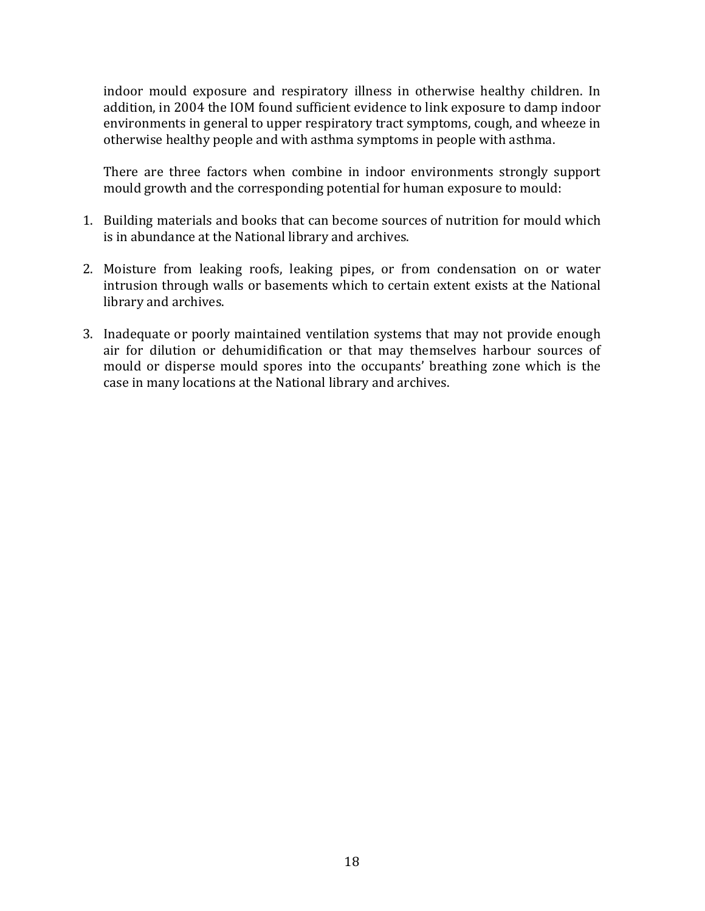indoor mould exposure and respiratory illness in otherwise healthy children. In addition, in 2004 the IOM found sufficient evidence to link exposure to damp indoor environments in general to upper respiratory tract symptoms, cough, and wheeze in otherwise healthy people and with asthma symptoms in people with asthma.

There are three factors when combine in indoor environments strongly support mould growth and the corresponding potential for human exposure to mould:

1. Building materials and books that can become sources of nutrition for mould which is in abundance at the National library and archives.

2. Moisture from leaking roofs, leaking pipes, or from condensation on or water intrusion through walls or basements which to certain extent exists at the National library and archives.

3. Inadequate or poorly maintained ventilation systems that may not provide enough air for dilution or dehumidification or that may themselves harbour sources of mould or disperse mould spores into the occupants' breathing zone which is the case in many locations at the National library and archives.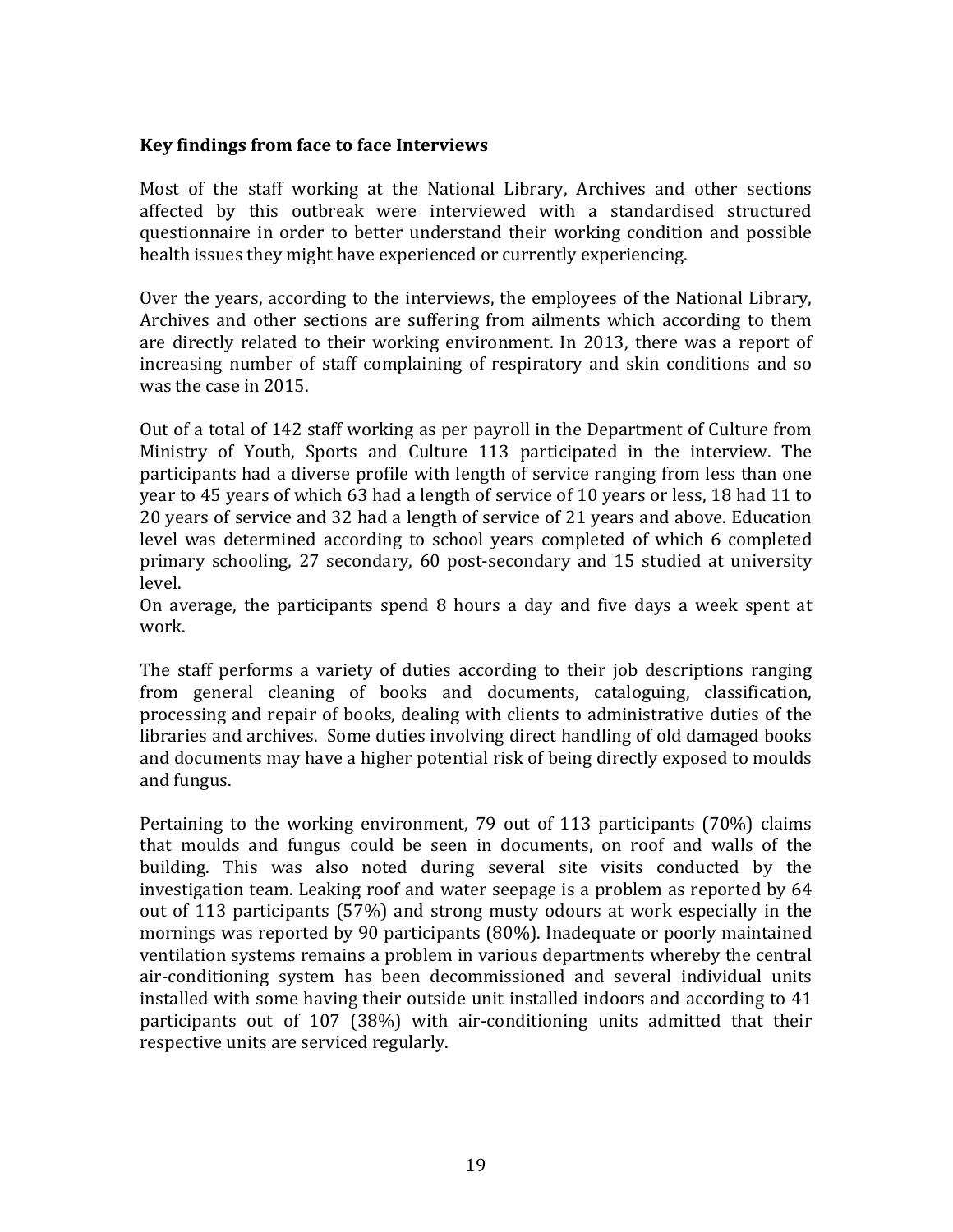**Key findings from face to face Interviews**

Most of the staff working at the National Library, Archives and other sections affected by this outbreak were interviewed with a standardised structured questionnaire in order to better understand their working condition and possible health issues they might have experienced or currently experiencing.

Over the years, according to the interviews, the employees of the National Library, Archives and other sections are suffering from ailments which according to them are directly related to their working environment. In 2013, there was a report of increasing number of staff complaining of respiratory and skin conditions and so was the case in 2015.

Out of a total of 142 staff working as per payroll in the Department of Culture from Ministry of Youth, Sports and Culture 113 participated in the interview. The participants had a diverse profile with length of service ranging from less than one year to 45 years of which 63 had a length of service of 10 years or less, 18 had 11 to 20 years of service and 32 had a length of service of 21 years and above. Education level was determined according to school years completed of which 6 completed primary schooling, 27 secondary, 60 post-secondary and 15 studied at university level.

On average, the participants spend 8 hours a day and five days a week spent at work.

The staff performs a variety of duties according to their job descriptions ranging from general cleaning of books and documents, cataloguing, classification, processing and repair of books, dealing with clients to administrative duties of the libraries and archives. Some duties involving direct handling of old damaged books and documents may have a higher potential risk of being directly exposed to moulds and fungus.

Pertaining to the working environment, 79 out of 113 participants (70%) claims that moulds and fungus could be seen in documents, on roof and walls of the building. This was also noted during several site visits conducted by the investigation team. Leaking roof and water seepage is a problem as reported by 64 out of 113 participants (57%) and strong musty odours at work especially in the mornings was reported by 90 participants (80%). Inadequate or poorly maintained ventilation systems remains a problem in various departments whereby the central air-conditioning system has been decommissioned and several individual units installed with some having their outside unit installed indoors and according to 41 participants out of 107 (38%) with air-conditioning units admitted that their respective units are serviced regularly.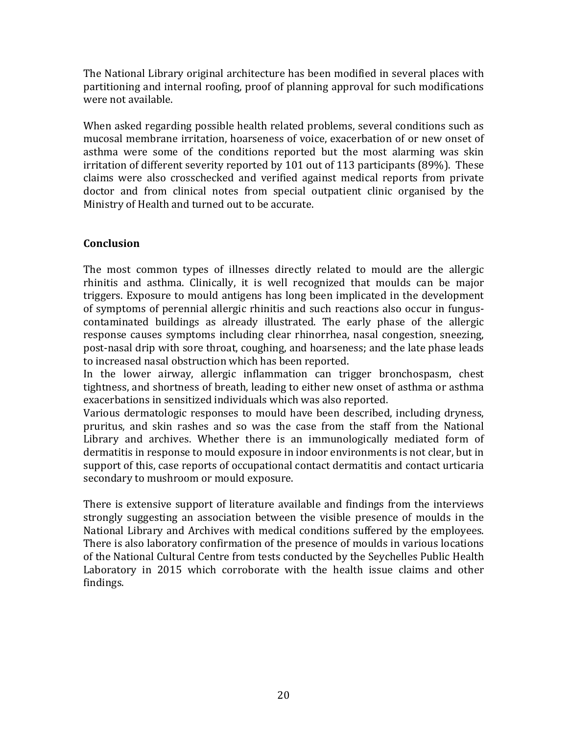The National Library original architecture has been modified in several places with partitioning and internal roofing, proof of planning approval for such modifications were not available.

When asked regarding possible health related problems, several conditions such as mucosal membrane irritation, hoarseness of voice, exacerbation of or new onset of asthma were some of the conditions reported but the most alarming was skin irritation of different severity reported by 101 out of 113 participants (89%). These claims were also crosschecked and verified against medical reports from private doctor and from clinical notes from special outpatient clinic organised by the Ministry of Health and turned out to be accurate.

**Conclusion**

The most common types of illnesses directly related to mould are the allergic rhinitis and asthma. Clinically, it is well recognized that moulds can be major triggers. Exposure to mould antigens has long been implicated in the development of symptoms of perennial allergic rhinitis and such reactions also occur in fungus-contaminated buildings as already illustrated. The early phase of the allergic response causes symptoms including clear rhinorrhea, nasal congestion, sneezing, post-nasal drip with sore throat, coughing, and hoarseness; and the late phase leads to increased nasal obstruction which has been reported.

In the lower airway, allergic inflammation can trigger bronchospasm, chest tightness, and shortness of breath, leading to either new onset of asthma or asthma exacerbations in sensitized individuals which was also reported.

Various dermatologic responses to mould have been described, including dryness, pruritus, and skin rashes and so was the case from the staff from the National Library and archives. Whether there is an immunologically mediated form of dermatitis in response to mould exposure in indoor environments is not clear, but in support of this, case reports of occupational contact dermatitis and contact urticaria secondary to mushroom or mould exposure.

There is extensive support of literature available and findings from the interviews strongly suggesting an association between the visible presence of moulds in the National Library and Archives with medical conditions suffered by the employees. There is also laboratory confirmation of the presence of moulds in various locations of the National Cultural Centre from tests conducted by the Seychelles Public Health Laboratory in 2015 which corroborate with the health issue claims and other findings.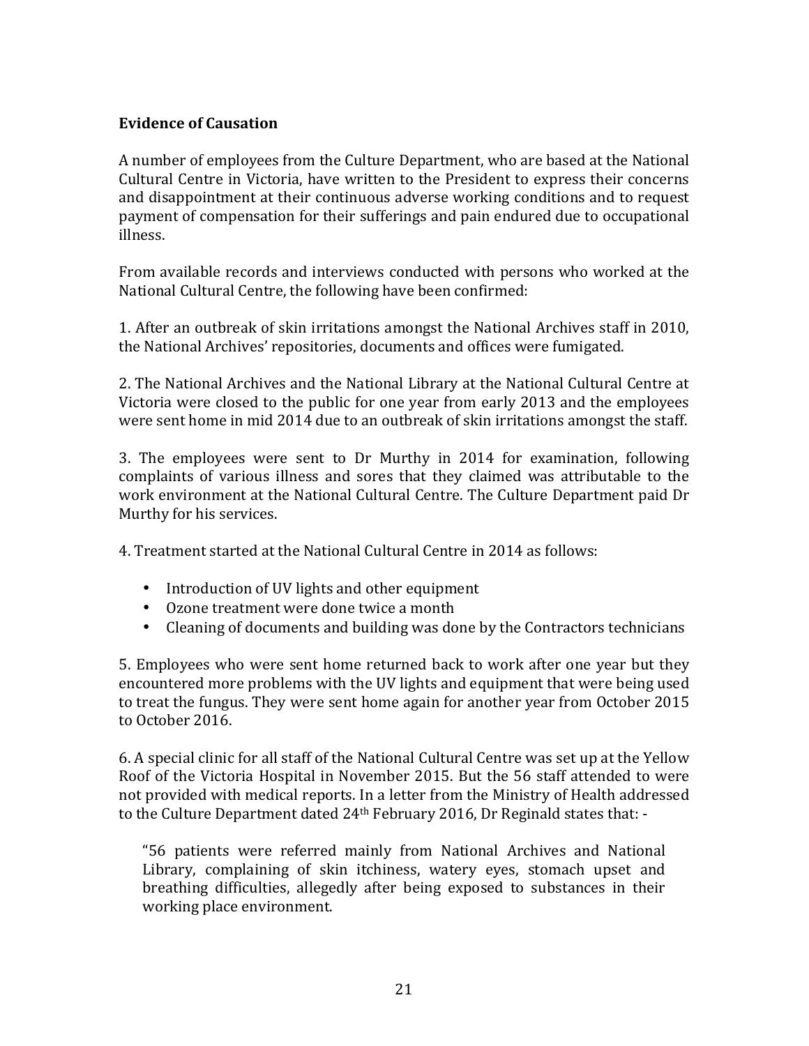**Evidence of Causation**

A number of employees from the Culture Department, who are based at the National Cultural Centre in Victoria, have written to the President to express their concerns and disappointment at their continuous adverse working conditions and to request payment of compensation for their sufferings and pain endured due to occupational illness.

From available records and interviews conducted with persons who worked at the National Cultural Centre, the following have been confirmed:

1. After an outbreak of skin irritations amongst the National Archives staff in 2010, the National Archives' repositories, documents and offices were fumigated.

2. The National Archives and the National Library at the National Cultural Centre at Victoria were closed to the public for one year from early 2013 and the employees were sent home in mid 2014 due to an outbreak of skin irritations amongst the staff.

3. The employees were sent to Dr Murthy in 2014 for examination, following complaints of various illness and sores that they claimed was attributable to the work environment at the National Cultural Centre. The Culture Department paid Dr Murthy for his services.

4. Treatment started at the National Cultural Centre in 2014 as follows:

- Introduction of UV lights and other equipment
- Ozone treatment were done twice a month
- Cleaning of documents and building was done by the Contractors technicians

5. Employees who were sent home returned back to work after one year but they encountered more problems with the UV lights and equipment that were being used to treat the fungus. They were sent home again for another year from October 2015 to October 2016.

6. A special clinic for all staff of the National Cultural Centre was set up at the Yellow Roof of the Victoria Hospital in November 2015. But the 56 staff attended to were not provided with medical reports. In a letter from the Ministry of Health addressed to the Culture Department dated 24th February 2016, Dr Reginald states that: -

> "56 patients were referred mainly from National Archives and National Library, complaining of skin itchiness, watery eyes, stomach upset and breathing difficulties, allegedly after being exposed to substances in their working place environment.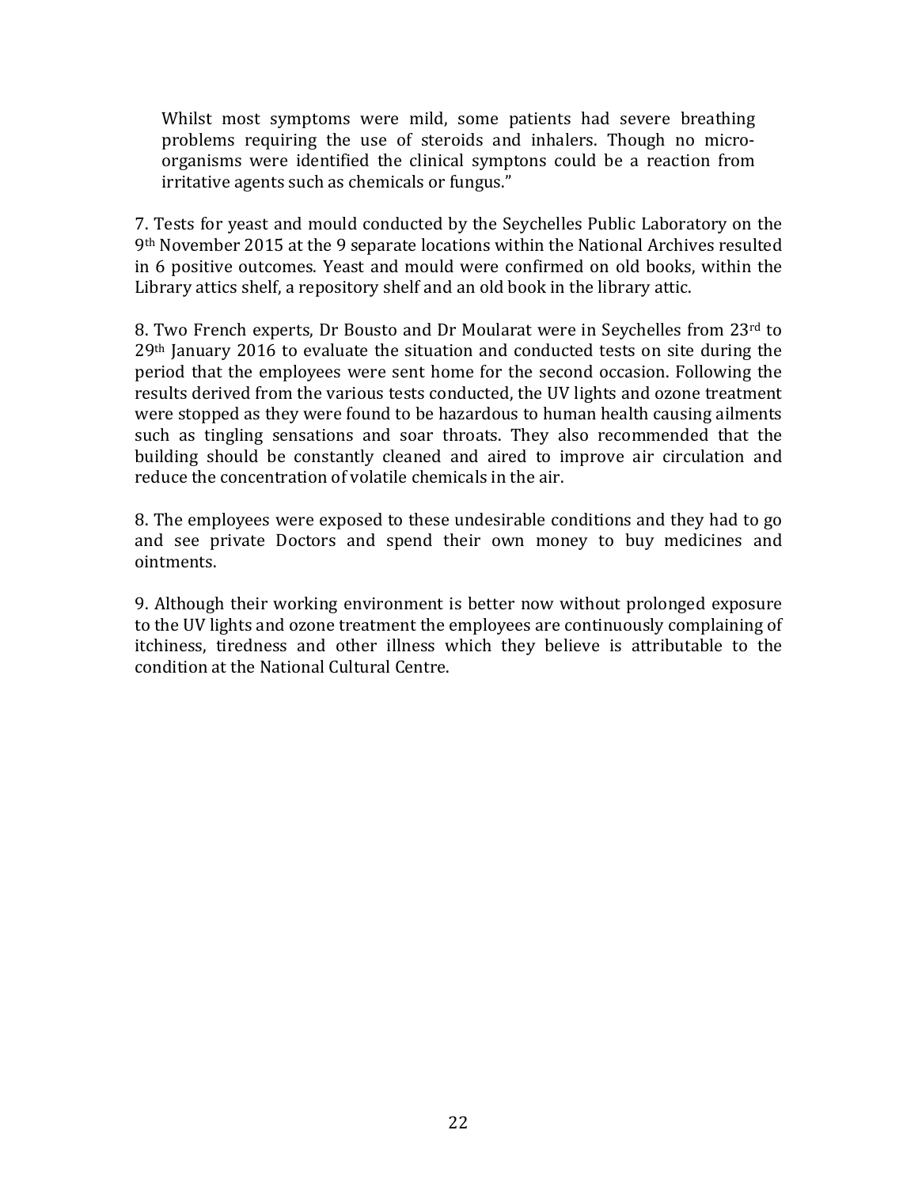> Whilst most symptoms were mild, some patients had severe breathing problems requiring the use of steroids and inhalers. Though no micro-organisms were identified the clinical symptons could be a reaction from irritative agents such as chemicals or fungus."

7. Tests for yeast and mould conducted by the Seychelles Public Laboratory on the 9th November 2015 at the 9 separate locations within the National Archives resulted in 6 positive outcomes. Yeast and mould were confirmed on old books, within the Library attics shelf, a repository shelf and an old book in the library attic.

8. Two French experts, Dr Bousto and Dr Moularat were in Seychelles from 23rd to 29th January 2016 to evaluate the situation and conducted tests on site during the period that the employees were sent home for the second occasion. Following the results derived from the various tests conducted, the UV lights and ozone treatment were stopped as they were found to be hazardous to human health causing ailments such as tingling sensations and soar throats. They also recommended that the building should be constantly cleaned and aired to improve air circulation and reduce the concentration of volatile chemicals in the air.

8. The employees were exposed to these undesirable conditions and they had to go and see private Doctors and spend their own money to buy medicines and ointments.

9. Although their working environment is better now without prolonged exposure to the UV lights and ozone treatment the employees are continuously complaining of itchiness, tiredness and other illness which they believe is attributable to the condition at the National Cultural Centre.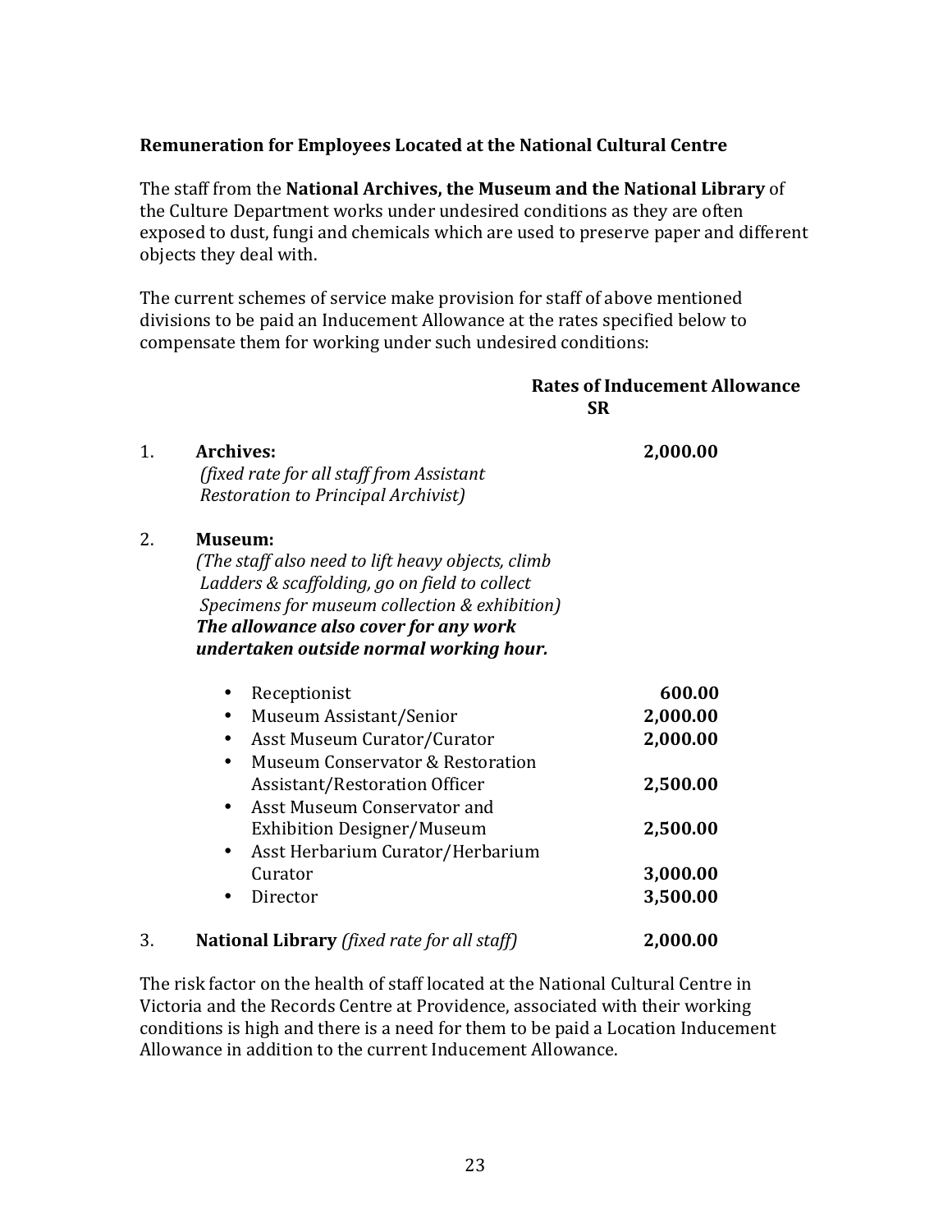**Remuneration for Employees Located at the National Cultural Centre**

The staff from the **National Archives, the Museum and the National Library** of the Culture Department works under undesired conditions as they are often exposed to dust, fungi and chemicals which are used to preserve paper and different objects they deal with.

The current schemes of service make provision for staff of above mentioned divisions to be paid an Inducement Allowance at the rates specified below to compensate them for working under such undesired conditions:

| | | Rates of Inducement Allowance SR |
|---|---|---|
| 1. | **Archives:** *(fixed rate for all staff from Assistant Restoration to Principal Archivist)* | **2,000.00** |
| 2. | **Museum:** *(The staff also need to lift heavy objects, climb Ladders & scaffolding, go on field to collect Specimens for museum collection & exhibition)* ***The allowance also cover for any work undertaken outside normal working hour.*** | |
| | • Receptionist | **600.00** |
| | • Museum Assistant/Senior | **2,000.00** |
| | • Asst Museum Curator/Curator | **2,000.00** |
| | • Museum Conservator & Restoration Assistant/Restoration Officer | **2,500.00** |
| | • Asst Museum Conservator and Exhibition Designer/Museum | **2,500.00** |
| | • Asst Herbarium Curator/Herbarium Curator | **3,000.00** |
| | • Director | **3,500.00** |
| 3. | **National Library** *(fixed rate for all staff)* | **2,000.00** |

The risk factor on the health of staff located at the National Cultural Centre in Victoria and the Records Centre at Providence, associated with their working conditions is high and there is a need for them to be paid a Location Inducement Allowance in addition to the current Inducement Allowance.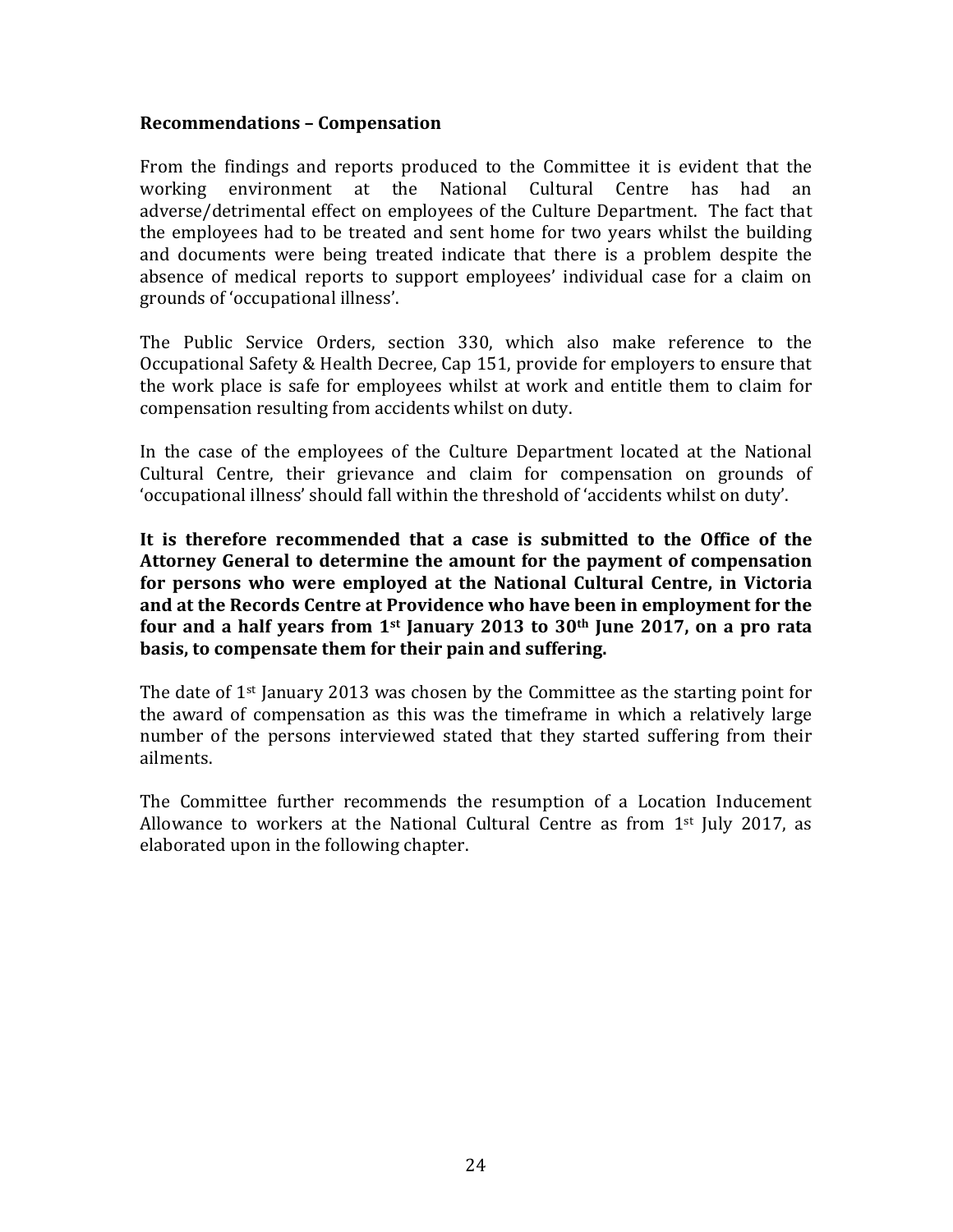**Recommendations – Compensation**

From the findings and reports produced to the Committee it is evident that the working environment at the National Cultural Centre has had an adverse/detrimental effect on employees of the Culture Department. The fact that the employees had to be treated and sent home for two years whilst the building and documents were being treated indicate that there is a problem despite the absence of medical reports to support employees' individual case for a claim on grounds of 'occupational illness'.

The Public Service Orders, section 330, which also make reference to the Occupational Safety & Health Decree, Cap 151, provide for employers to ensure that the work place is safe for employees whilst at work and entitle them to claim for compensation resulting from accidents whilst on duty.

In the case of the employees of the Culture Department located at the National Cultural Centre, their grievance and claim for compensation on grounds of 'occupational illness' should fall within the threshold of 'accidents whilst on duty'.

**It is therefore recommended that a case is submitted to the Office of the Attorney General to determine the amount for the payment of compensation for persons who were employed at the National Cultural Centre, in Victoria and at the Records Centre at Providence who have been in employment for the four and a half years from 1st January 2013 to 30th June 2017, on a pro rata basis, to compensate them for their pain and suffering.**

The date of 1st January 2013 was chosen by the Committee as the starting point for the award of compensation as this was the timeframe in which a relatively large number of the persons interviewed stated that they started suffering from their ailments.

The Committee further recommends the resumption of a Location Inducement Allowance to workers at the National Cultural Centre as from 1st July 2017, as elaborated upon in the following chapter.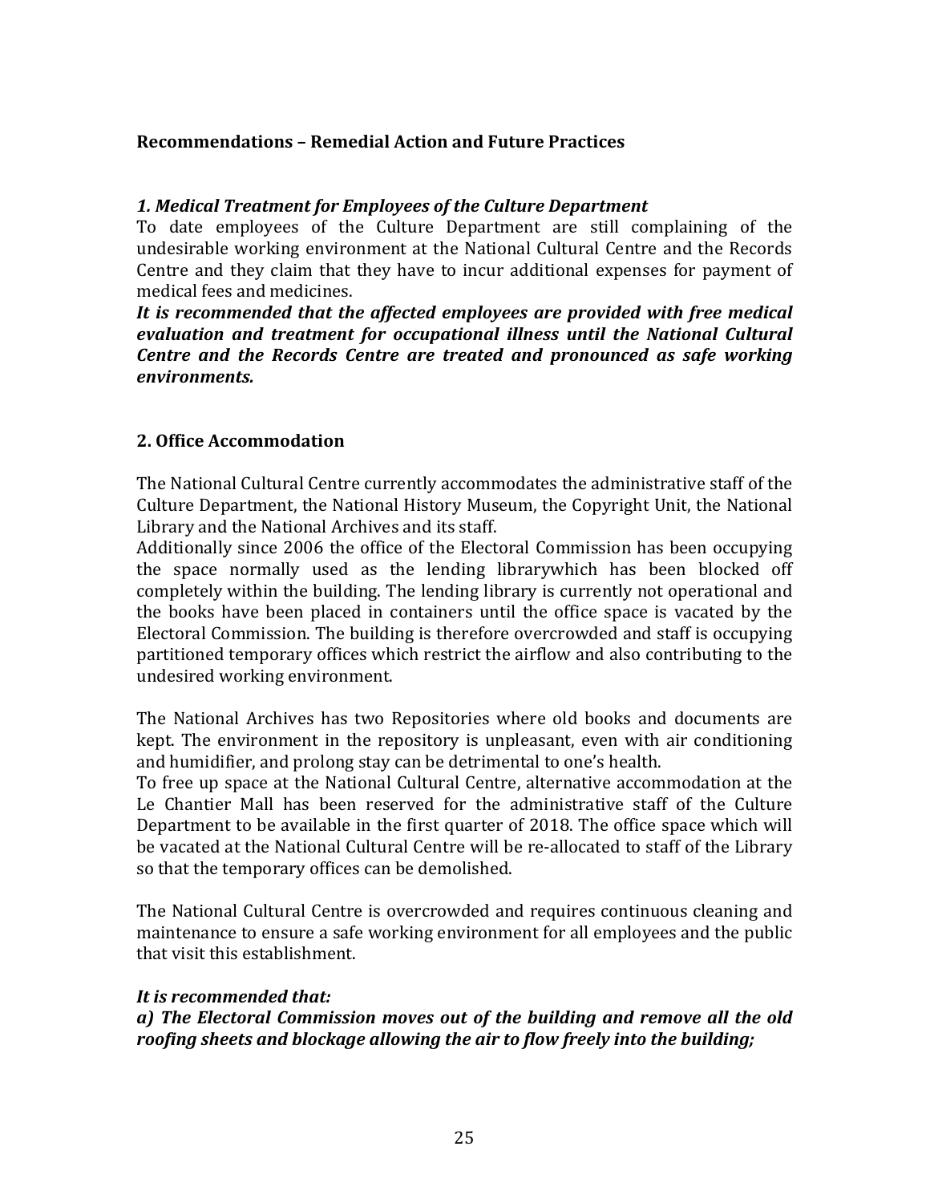## Recommendations – Remedial Action and Future Practices

### *1. Medical Treatment for Employees of the Culture Department*

To date employees of the Culture Department are still complaining of the undesirable working environment at the National Cultural Centre and the Records Centre and they claim that they have to incur additional expenses for payment of medical fees and medicines.

***It is recommended that the affected employees are provided with free medical evaluation and treatment for occupational illness until the National Cultural Centre and the Records Centre are treated and pronounced as safe working environments.***

### 2. Office Accommodation

The National Cultural Centre currently accommodates the administrative staff of the Culture Department, the National History Museum, the Copyright Unit, the National Library and the National Archives and its staff.

Additionally since 2006 the office of the Electoral Commission has been occupying the space normally used as the lending librarywhich has been blocked off completely within the building. The lending library is currently not operational and the books have been placed in containers until the office space is vacated by the Electoral Commission. The building is therefore overcrowded and staff is occupying partitioned temporary offices which restrict the airflow and also contributing to the undesired working environment.

The National Archives has two Repositories where old books and documents are kept. The environment in the repository is unpleasant, even with air conditioning and humidifier, and prolong stay can be detrimental to one's health.

To free up space at the National Cultural Centre, alternative accommodation at the Le Chantier Mall has been reserved for the administrative staff of the Culture Department to be available in the first quarter of 2018. The office space which will be vacated at the National Cultural Centre will be re-allocated to staff of the Library so that the temporary offices can be demolished.

The National Cultural Centre is overcrowded and requires continuous cleaning and maintenance to ensure a safe working environment for all employees and the public that visit this establishment.

***It is recommended that:***

***a) The Electoral Commission moves out of the building and remove all the old roofing sheets and blockage allowing the air to flow freely into the building;***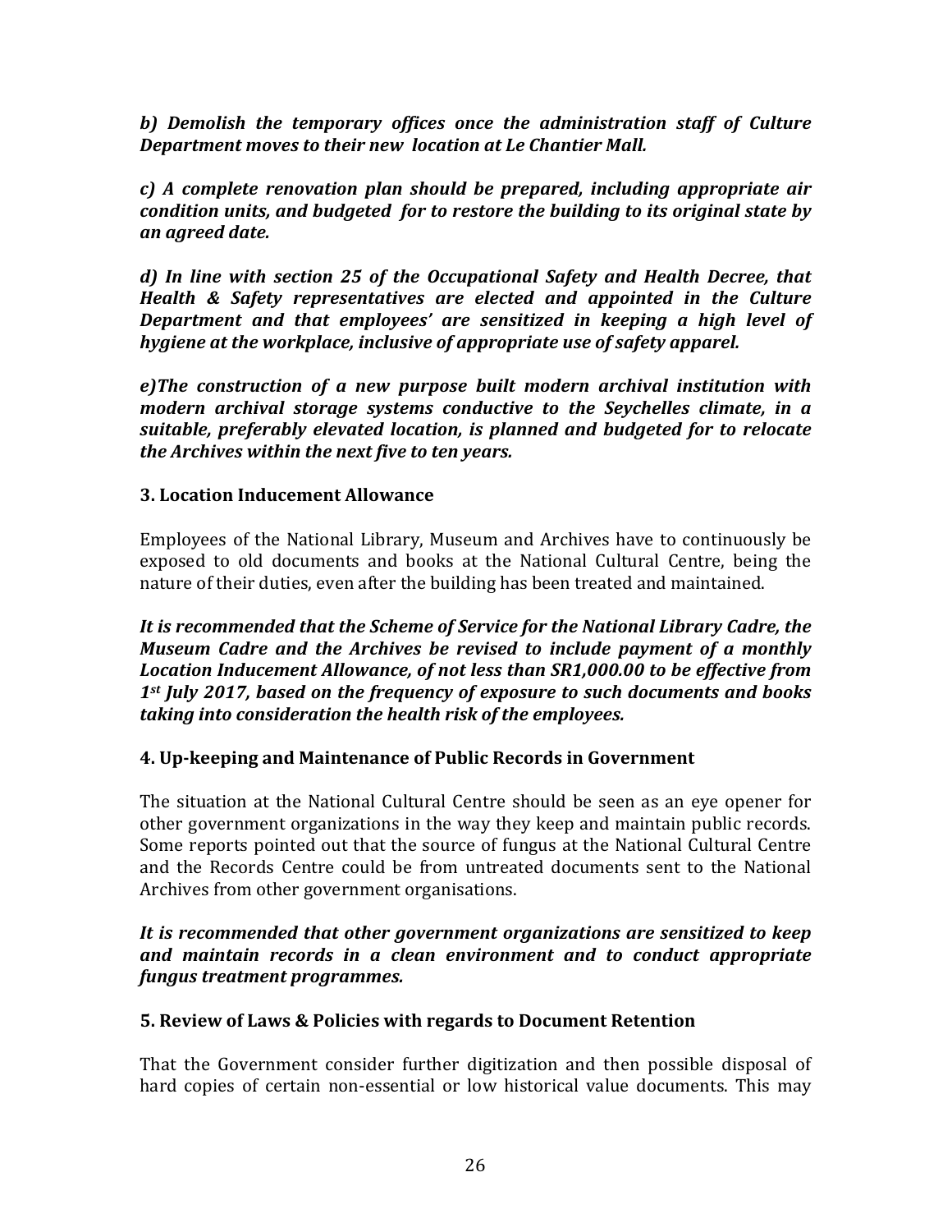***b) Demolish the temporary offices once the administration staff of Culture Department moves to their new location at Le Chantier Mall.***

***c) A complete renovation plan should be prepared, including appropriate air condition units, and budgeted for to restore the building to its original state by an agreed date.***

***d) In line with section 25 of the Occupational Safety and Health Decree, that Health & Safety representatives are elected and appointed in the Culture Department and that employees' are sensitized in keeping a high level of hygiene at the workplace, inclusive of appropriate use of safety apparel.***

***e)The construction of a new purpose built modern archival institution with modern archival storage systems conductive to the Seychelles climate, in a suitable, preferably elevated location, is planned and budgeted for to relocate the Archives within the next five to ten years.***

**3. Location Inducement Allowance**

Employees of the National Library, Museum and Archives have to continuously be exposed to old documents and books at the National Cultural Centre, being the nature of their duties, even after the building has been treated and maintained.

***It is recommended that the Scheme of Service for the National Library Cadre, the Museum Cadre and the Archives be revised to include payment of a monthly Location Inducement Allowance, of not less than SR1,000.00 to be effective from 1st July 2017, based on the frequency of exposure to such documents and books taking into consideration the health risk of the employees.***

**4. Up-keeping and Maintenance of Public Records in Government**

The situation at the National Cultural Centre should be seen as an eye opener for other government organizations in the way they keep and maintain public records. Some reports pointed out that the source of fungus at the National Cultural Centre and the Records Centre could be from untreated documents sent to the National Archives from other government organisations.

***It is recommended that other government organizations are sensitized to keep and maintain records in a clean environment and to conduct appropriate fungus treatment programmes.***

**5. Review of Laws & Policies with regards to Document Retention**

That the Government consider further digitization and then possible disposal of hard copies of certain non-essential or low historical value documents. This may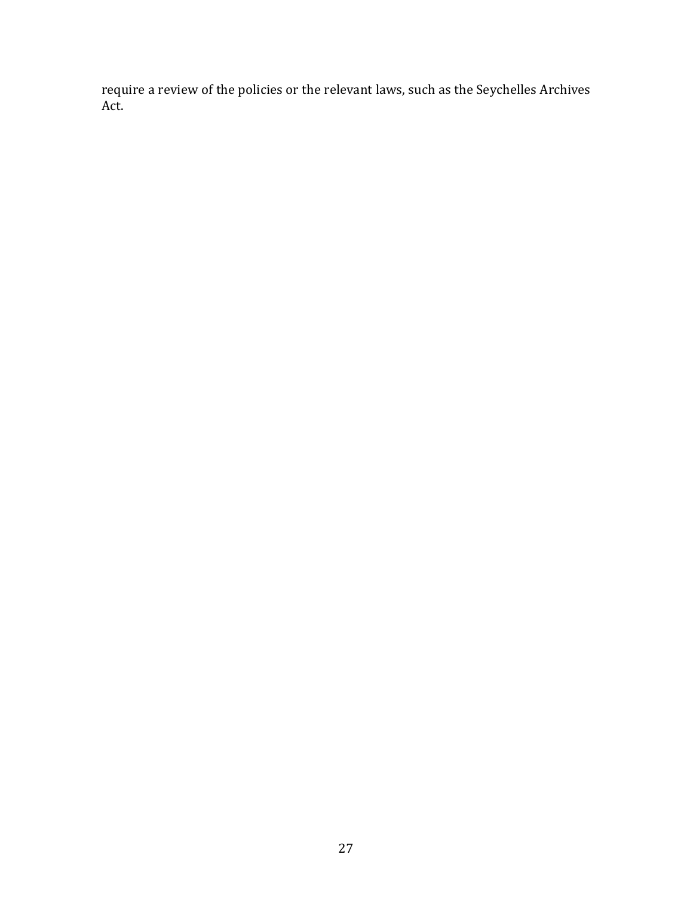require a review of the policies or the relevant laws, such as the Seychelles Archives Act.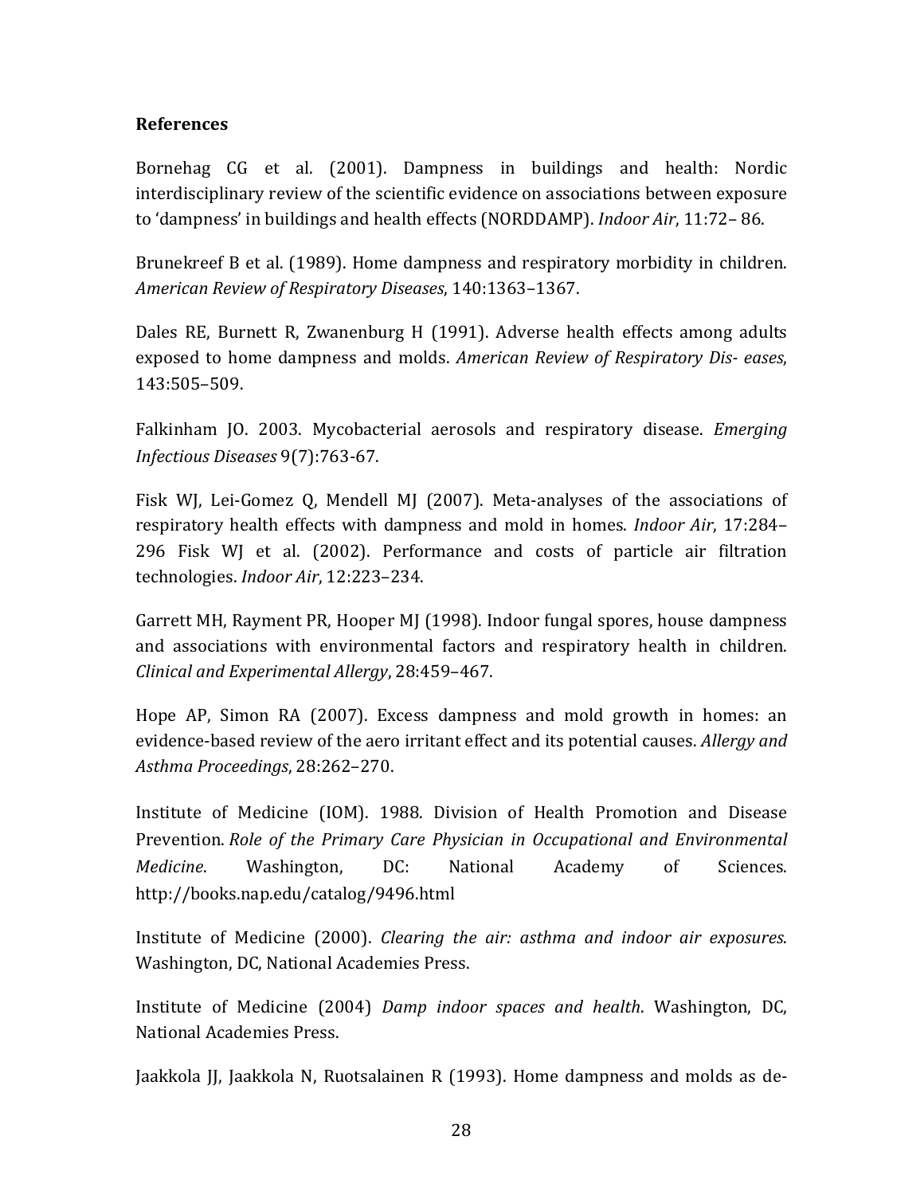**References**

Bornehag CG et al. (2001). Dampness in buildings and health: Nordic interdisciplinary review of the scientific evidence on associations between exposure to 'dampness' in buildings and health effects (NORDDAMP). *Indoor Air*, 11:72– 86.

Brunekreef B et al. (1989). Home dampness and respiratory morbidity in children. *American Review of Respiratory Diseases*, 140:1363–1367.

Dales RE, Burnett R, Zwanenburg H (1991). Adverse health effects among adults exposed to home dampness and molds. *American Review of Respiratory Dis- eases*, 143:505–509.

Falkinham JO. 2003. Mycobacterial aerosols and respiratory disease. *Emerging Infectious Diseases* 9(7):763-67.

Fisk WJ, Lei-Gomez Q, Mendell MJ (2007). Meta-analyses of the associations of respiratory health effects with dampness and mold in homes. *Indoor Air*, 17:284–296 Fisk WJ et al. (2002). Performance and costs of particle air filtration technologies. *Indoor Air*, 12:223–234.

Garrett MH, Rayment PR, Hooper MJ (1998). Indoor fungal spores, house dampness and associations with environmental factors and respiratory health in children. *Clinical and Experimental Allergy*, 28:459–467.

Hope AP, Simon RA (2007). Excess dampness and mold growth in homes: an evidence-based review of the aero irritant effect and its potential causes. *Allergy and Asthma Proceedings*, 28:262–270.

Institute of Medicine (IOM). 1988. Division of Health Promotion and Disease Prevention. *Role of the Primary Care Physician in Occupational and Environmental Medicine*. Washington, DC: National Academy of Sciences. http://books.nap.edu/catalog/9496.html

Institute of Medicine (2000). *Clearing the air: asthma and indoor air exposures*. Washington, DC, National Academies Press.

Institute of Medicine (2004) *Damp indoor spaces and health*. Washington, DC, National Academies Press.

Jaakkola JJ, Jaakkola N, Ruotsalainen R (1993). Home dampness and molds as de-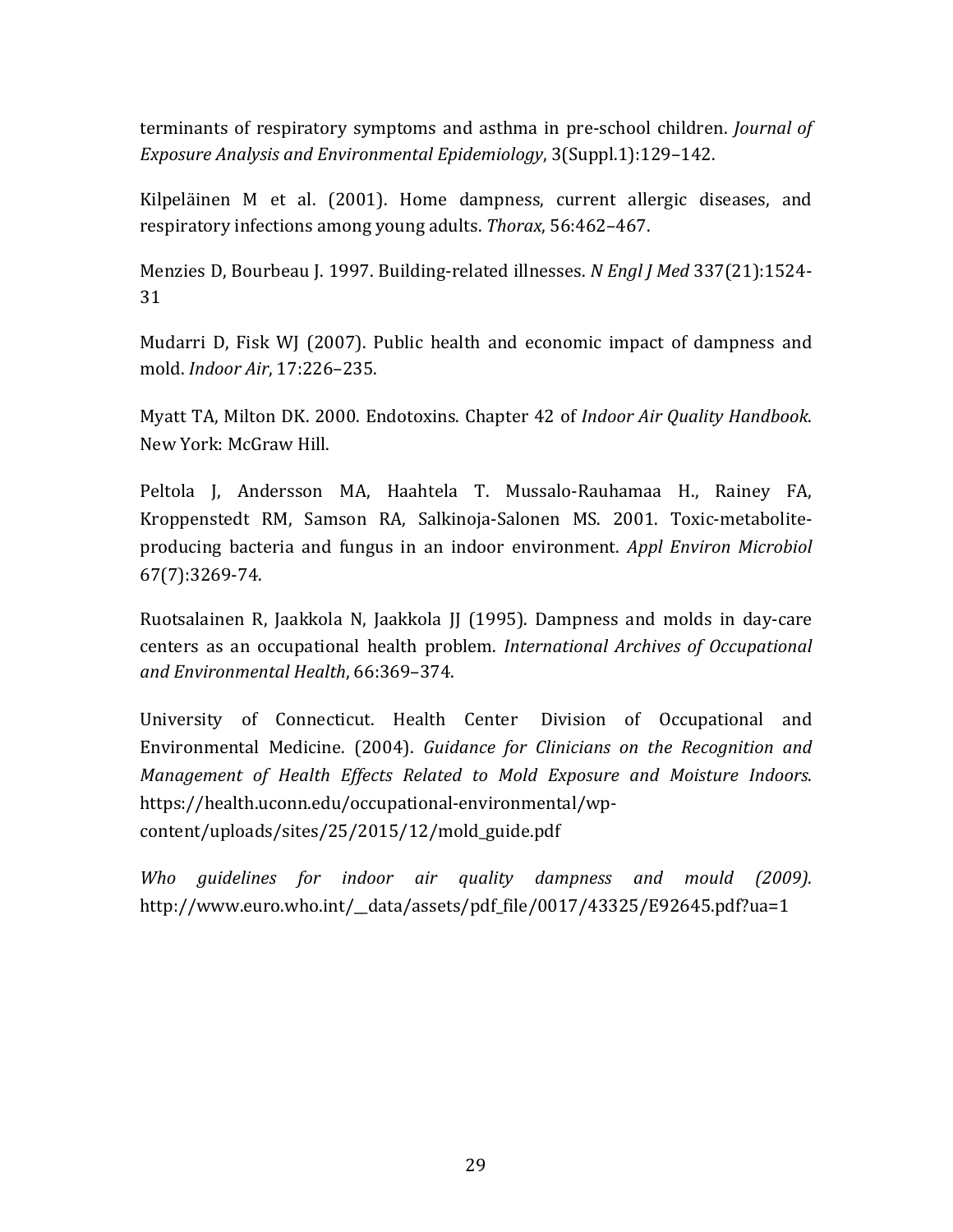terminants of respiratory symptoms and asthma in pre-school children. *Journal of Exposure Analysis and Environmental Epidemiology*, 3(Suppl.1):129–142.

Kilpeläinen M et al. (2001). Home dampness, current allergic diseases, and respiratory infections among young adults. *Thorax*, 56:462–467.

Menzies D, Bourbeau J. 1997. Building-related illnesses. *N Engl J Med* 337(21):1524-31

Mudarri D, Fisk WJ (2007). Public health and economic impact of dampness and mold. *Indoor Air*, 17:226–235.

Myatt TA, Milton DK. 2000. Endotoxins. Chapter 42 of *Indoor Air Quality Handbook*. New York: McGraw Hill.

Peltola J, Andersson MA, Haahtela T. Mussalo-Rauhamaa H., Rainey FA, Kroppenstedt RM, Samson RA, Salkinoja-Salonen MS. 2001. Toxic-metabolite-producing bacteria and fungus in an indoor environment. *Appl Environ Microbiol* 67(7):3269-74.

Ruotsalainen R, Jaakkola N, Jaakkola JJ (1995). Dampness and molds in day-care centers as an occupational health problem. *International Archives of Occupational and Environmental Health*, 66:369–374.

University of Connecticut. Health Center Division of Occupational and Environmental Medicine. (2004). *Guidance for Clinicians on the Recognition and Management of Health Effects Related to Mold Exposure and Moisture Indoors*. https://health.uconn.edu/occupational-environmental/wp-content/uploads/sites/25/2015/12/mold_guide.pdf

*Who guidelines for indoor air quality dampness and mould (2009).* http://www.euro.who.int/__data/assets/pdf_file/0017/43325/E92645.pdf?ua=1